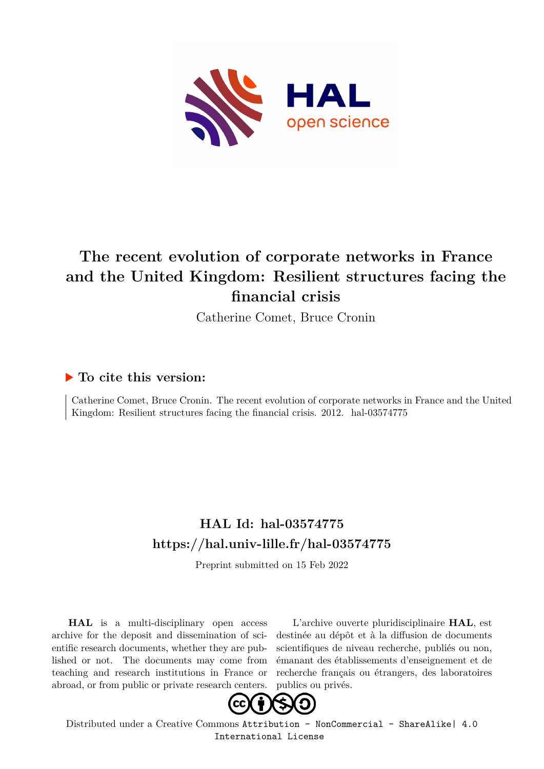# The recent evolution of corporate networks in France and the United Kingdom: Resilient structures facing the financial crisis

Catherine Comet, Bruce Cronin

## ▶ To cite this version:

Catherine Comet, Bruce Cronin. The recent evolution of corporate networks in France and the United Kingdom: Resilient structures facing the financial crisis. 2012. hal-03574775

## HAL Id: hal-03574775
## https://hal.univ-lille.fr/hal-03574775

Preprint submitted on 15 Feb 2022

**HAL** is a multi-disciplinary open access archive for the deposit and dissemination of scientific research documents, whether they are published or not. The documents may come from teaching and research institutions in France or abroad, or from public or private research centers.

L'archive ouverte pluridisciplinaire **HAL**, est destinée au dépôt et à la diffusion de documents scientifiques de niveau recherche, publiés ou non, émanant des établissements d'enseignement et de recherche français ou étrangers, des laboratoires publics ou privés.

Distributed under a Creative Commons Attribution - NonCommercial - ShareAlike| 4.0 International License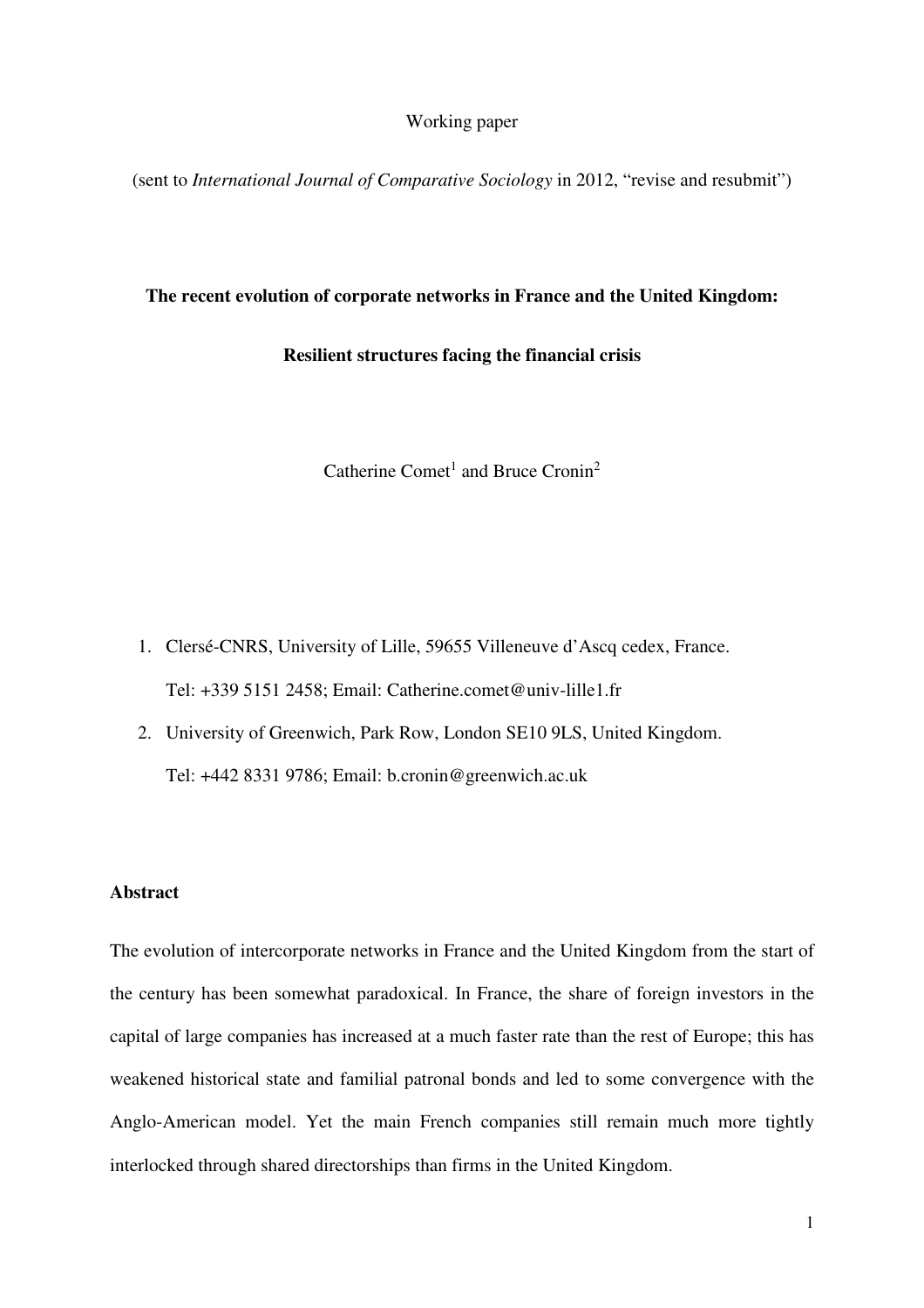Working paper

(sent to *International Journal of Comparative Sociology* in 2012, "revise and resubmit")

**The recent evolution of corporate networks in France and the United Kingdom:**

**Resilient structures facing the financial crisis**

Catherine Comet[1] and Bruce Cronin[2]

1. Clersé-CNRS, University of Lille, 59655 Villeneuve d'Ascq cedex, France.
   Tel: +339 5151 2458; Email: Catherine.comet@univ-lille1.fr
2. University of Greenwich, Park Row, London SE10 9LS, United Kingdom.
   Tel: +442 8331 9786; Email: b.cronin@greenwich.ac.uk

## Abstract

The evolution of intercorporate networks in France and the United Kingdom from the start of the century has been somewhat paradoxical. In France, the share of foreign investors in the capital of large companies has increased at a much faster rate than the rest of Europe; this has weakened historical state and familial patronal bonds and led to some convergence with the Anglo-American model. Yet the main French companies still remain much more tightly interlocked through shared directorships than firms in the United Kingdom.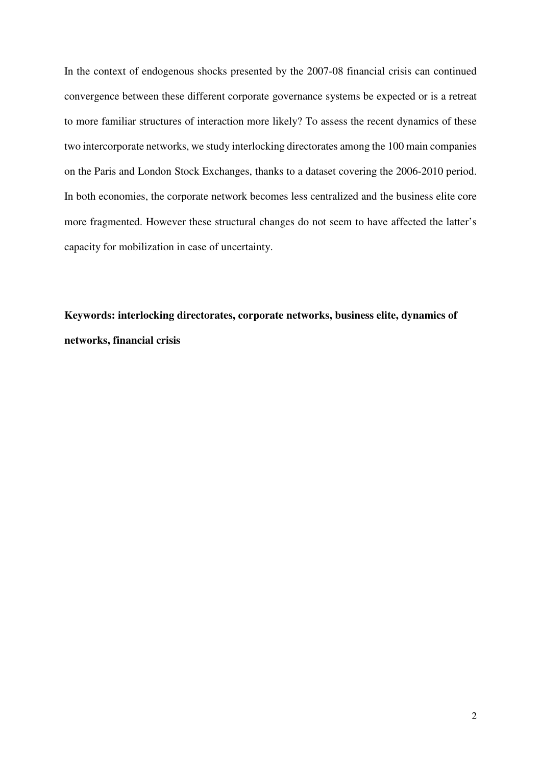In the context of endogenous shocks presented by the 2007-08 financial crisis can continued convergence between these different corporate governance systems be expected or is a retreat to more familiar structures of interaction more likely? To assess the recent dynamics of these two intercorporate networks, we study interlocking directorates among the 100 main companies on the Paris and London Stock Exchanges, thanks to a dataset covering the 2006-2010 period. In both economies, the corporate network becomes less centralized and the business elite core more fragmented. However these structural changes do not seem to have affected the latter's capacity for mobilization in case of uncertainty.

**Keywords: interlocking directorates, corporate networks, business elite, dynamics of networks, financial crisis**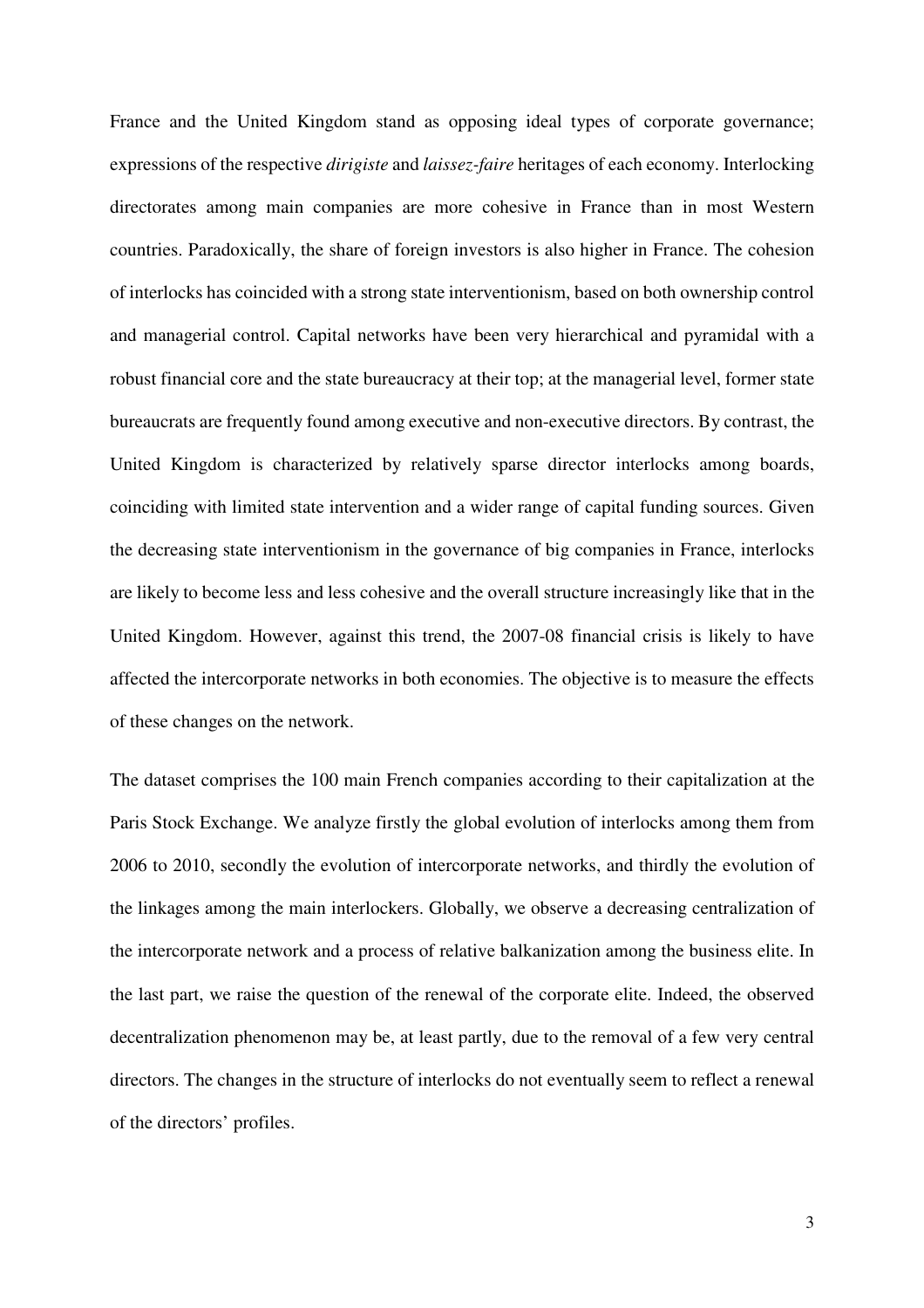France and the United Kingdom stand as opposing ideal types of corporate governance; expressions of the respective *dirigiste* and *laissez-faire* heritages of each economy. Interlocking directorates among main companies are more cohesive in France than in most Western countries. Paradoxically, the share of foreign investors is also higher in France. The cohesion of interlocks has coincided with a strong state interventionism, based on both ownership control and managerial control. Capital networks have been very hierarchical and pyramidal with a robust financial core and the state bureaucracy at their top; at the managerial level, former state bureaucrats are frequently found among executive and non-executive directors. By contrast, the United Kingdom is characterized by relatively sparse director interlocks among boards, coinciding with limited state intervention and a wider range of capital funding sources. Given the decreasing state interventionism in the governance of big companies in France, interlocks are likely to become less and less cohesive and the overall structure increasingly like that in the United Kingdom. However, against this trend, the 2007-08 financial crisis is likely to have affected the intercorporate networks in both economies. The objective is to measure the effects of these changes on the network.

The dataset comprises the 100 main French companies according to their capitalization at the Paris Stock Exchange. We analyze firstly the global evolution of interlocks among them from 2006 to 2010, secondly the evolution of intercorporate networks, and thirdly the evolution of the linkages among the main interlockers. Globally, we observe a decreasing centralization of the intercorporate network and a process of relative balkanization among the business elite. In the last part, we raise the question of the renewal of the corporate elite. Indeed, the observed decentralization phenomenon may be, at least partly, due to the removal of a few very central directors. The changes in the structure of interlocks do not eventually seem to reflect a renewal of the directors' profiles.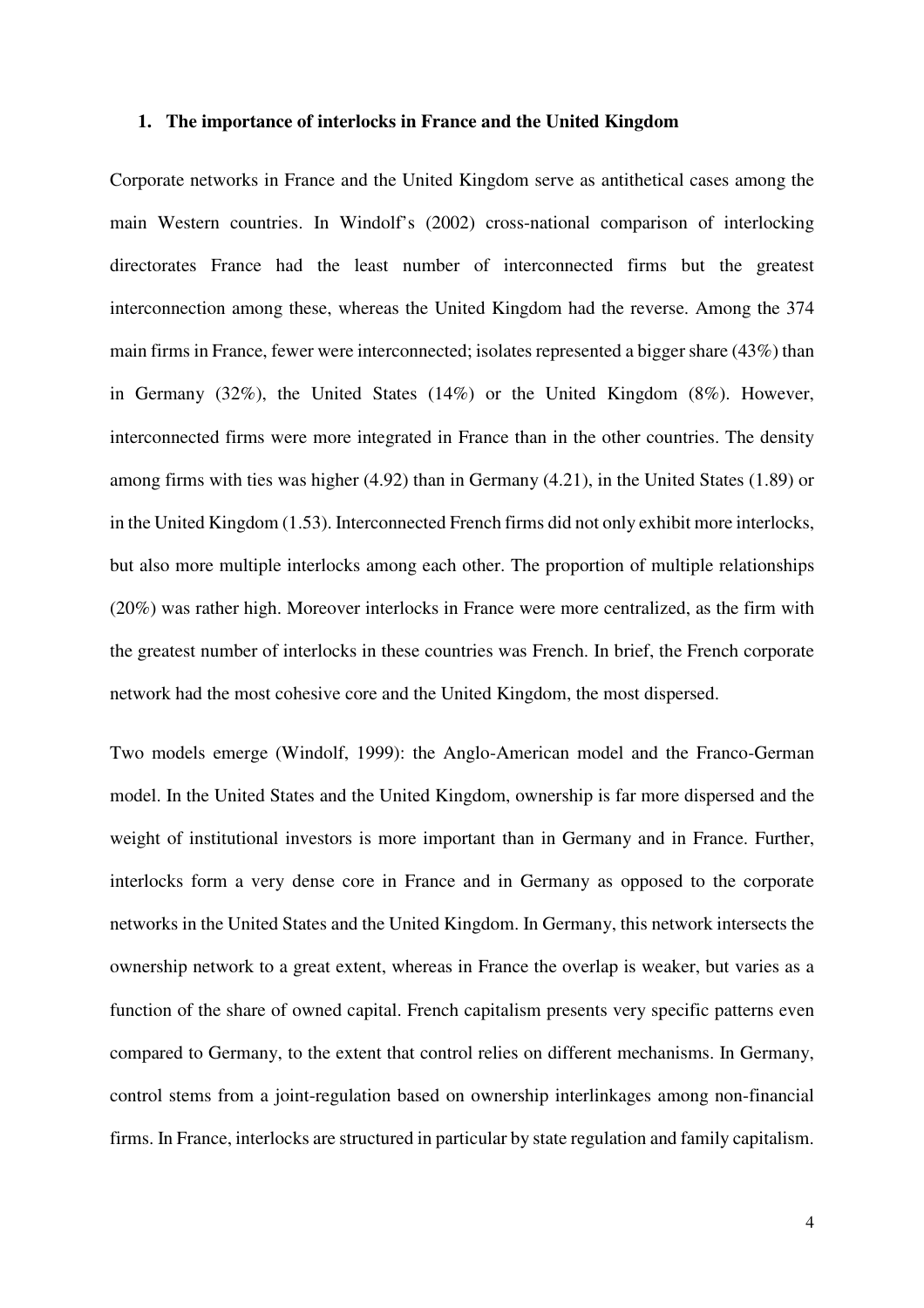## 1. The importance of interlocks in France and the United Kingdom

Corporate networks in France and the United Kingdom serve as antithetical cases among the main Western countries. In Windolf's (2002) cross-national comparison of interlocking directorates France had the least number of interconnected firms but the greatest interconnection among these, whereas the United Kingdom had the reverse. Among the 374 main firms in France, fewer were interconnected; isolates represented a bigger share (43%) than in Germany (32%), the United States (14%) or the United Kingdom (8%). However, interconnected firms were more integrated in France than in the other countries. The density among firms with ties was higher (4.92) than in Germany (4.21), in the United States (1.89) or in the United Kingdom (1.53). Interconnected French firms did not only exhibit more interlocks, but also more multiple interlocks among each other. The proportion of multiple relationships (20%) was rather high. Moreover interlocks in France were more centralized, as the firm with the greatest number of interlocks in these countries was French. In brief, the French corporate network had the most cohesive core and the United Kingdom, the most dispersed.

Two models emerge (Windolf, 1999): the Anglo-American model and the Franco-German model. In the United States and the United Kingdom, ownership is far more dispersed and the weight of institutional investors is more important than in Germany and in France. Further, interlocks form a very dense core in France and in Germany as opposed to the corporate networks in the United States and the United Kingdom. In Germany, this network intersects the ownership network to a great extent, whereas in France the overlap is weaker, but varies as a function of the share of owned capital. French capitalism presents very specific patterns even compared to Germany, to the extent that control relies on different mechanisms. In Germany, control stems from a joint-regulation based on ownership interlinkages among non-financial firms. In France, interlocks are structured in particular by state regulation and family capitalism.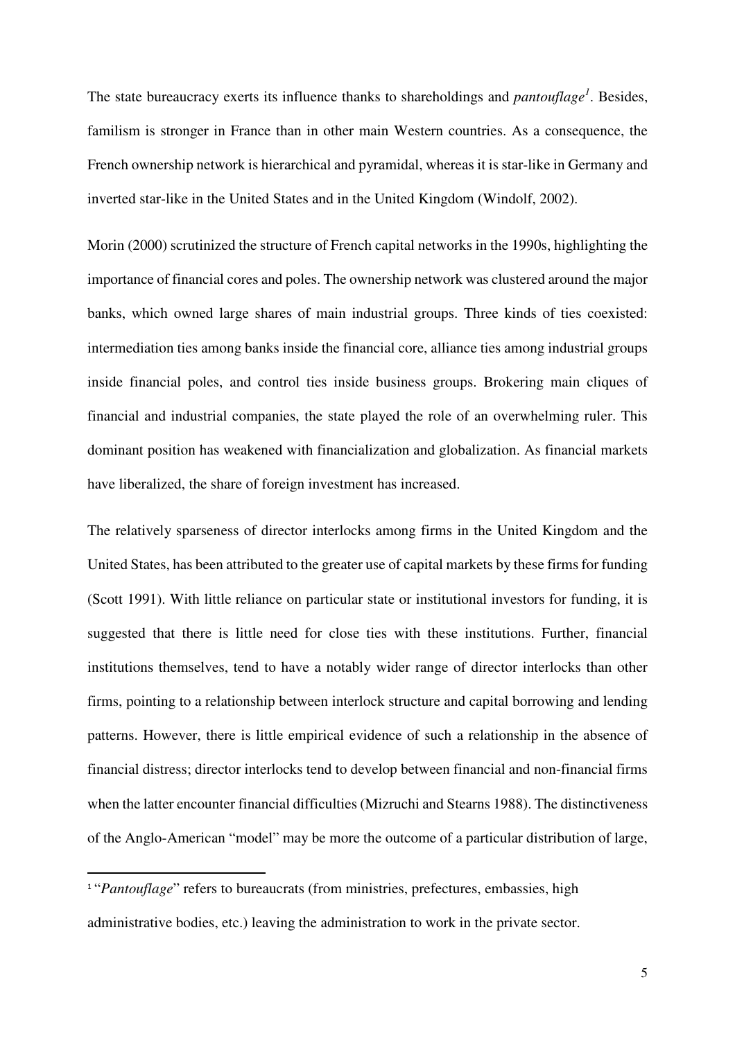The state bureaucracy exerts its influence thanks to shareholdings and *pantouflage*[1]. Besides, familism is stronger in France than in other main Western countries. As a consequence, the French ownership network is hierarchical and pyramidal, whereas it is star-like in Germany and inverted star-like in the United States and in the United Kingdom (Windolf, 2002).

Morin (2000) scrutinized the structure of French capital networks in the 1990s, highlighting the importance of financial cores and poles. The ownership network was clustered around the major banks, which owned large shares of main industrial groups. Three kinds of ties coexisted: intermediation ties among banks inside the financial core, alliance ties among industrial groups inside financial poles, and control ties inside business groups. Brokering main cliques of financial and industrial companies, the state played the role of an overwhelming ruler. This dominant position has weakened with financialization and globalization. As financial markets have liberalized, the share of foreign investment has increased.

The relatively sparseness of director interlocks among firms in the United Kingdom and the United States, has been attributed to the greater use of capital markets by these firms for funding (Scott 1991). With little reliance on particular state or institutional investors for funding, it is suggested that there is little need for close ties with these institutions. Further, financial institutions themselves, tend to have a notably wider range of director interlocks than other firms, pointing to a relationship between interlock structure and capital borrowing and lending patterns. However, there is little empirical evidence of such a relationship in the absence of financial distress; director interlocks tend to develop between financial and non-financial firms when the latter encounter financial difficulties (Mizruchi and Stearns 1988). The distinctiveness of the Anglo-American "model" may be more the outcome of a particular distribution of large,

[1] "*Pantouflage*" refers to bureaucrats (from ministries, prefectures, embassies, high administrative bodies, etc.) leaving the administration to work in the private sector.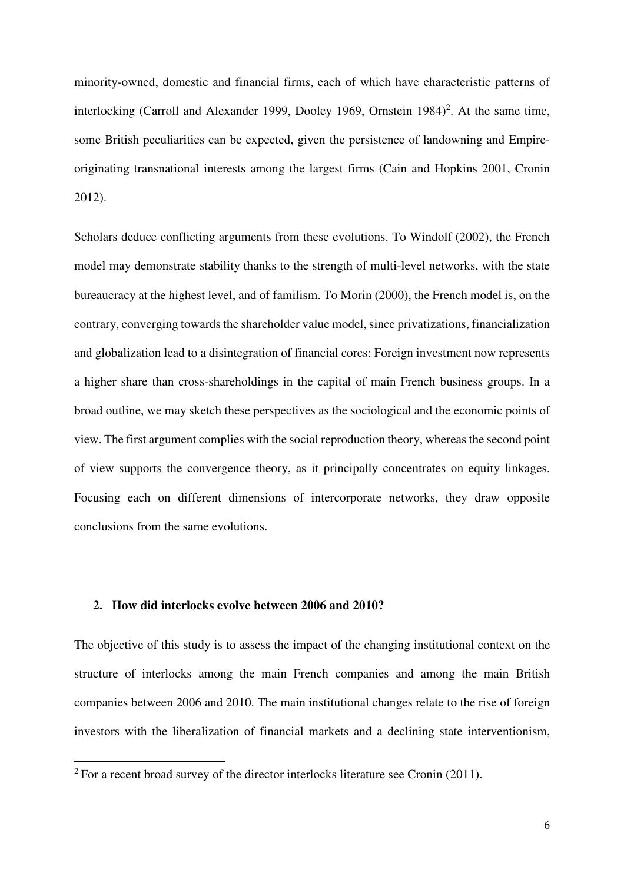minority-owned, domestic and financial firms, each of which have characteristic patterns of interlocking (Carroll and Alexander 1999, Dooley 1969, Ornstein 1984)[2]. At the same time, some British peculiarities can be expected, given the persistence of landowning and Empire-originating transnational interests among the largest firms (Cain and Hopkins 2001, Cronin 2012).

Scholars deduce conflicting arguments from these evolutions. To Windolf (2002), the French model may demonstrate stability thanks to the strength of multi-level networks, with the state bureaucracy at the highest level, and of familism. To Morin (2000), the French model is, on the contrary, converging towards the shareholder value model, since privatizations, financialization and globalization lead to a disintegration of financial cores: Foreign investment now represents a higher share than cross-shareholdings in the capital of main French business groups. In a broad outline, we may sketch these perspectives as the sociological and the economic points of view. The first argument complies with the social reproduction theory, whereas the second point of view supports the convergence theory, as it principally concentrates on equity linkages. Focusing each on different dimensions of intercorporate networks, they draw opposite conclusions from the same evolutions.

## 2. How did interlocks evolve between 2006 and 2010?

The objective of this study is to assess the impact of the changing institutional context on the structure of interlocks among the main French companies and among the main British companies between 2006 and 2010. The main institutional changes relate to the rise of foreign investors with the liberalization of financial markets and a declining state interventionism,

[2] For a recent broad survey of the director interlocks literature see Cronin (2011).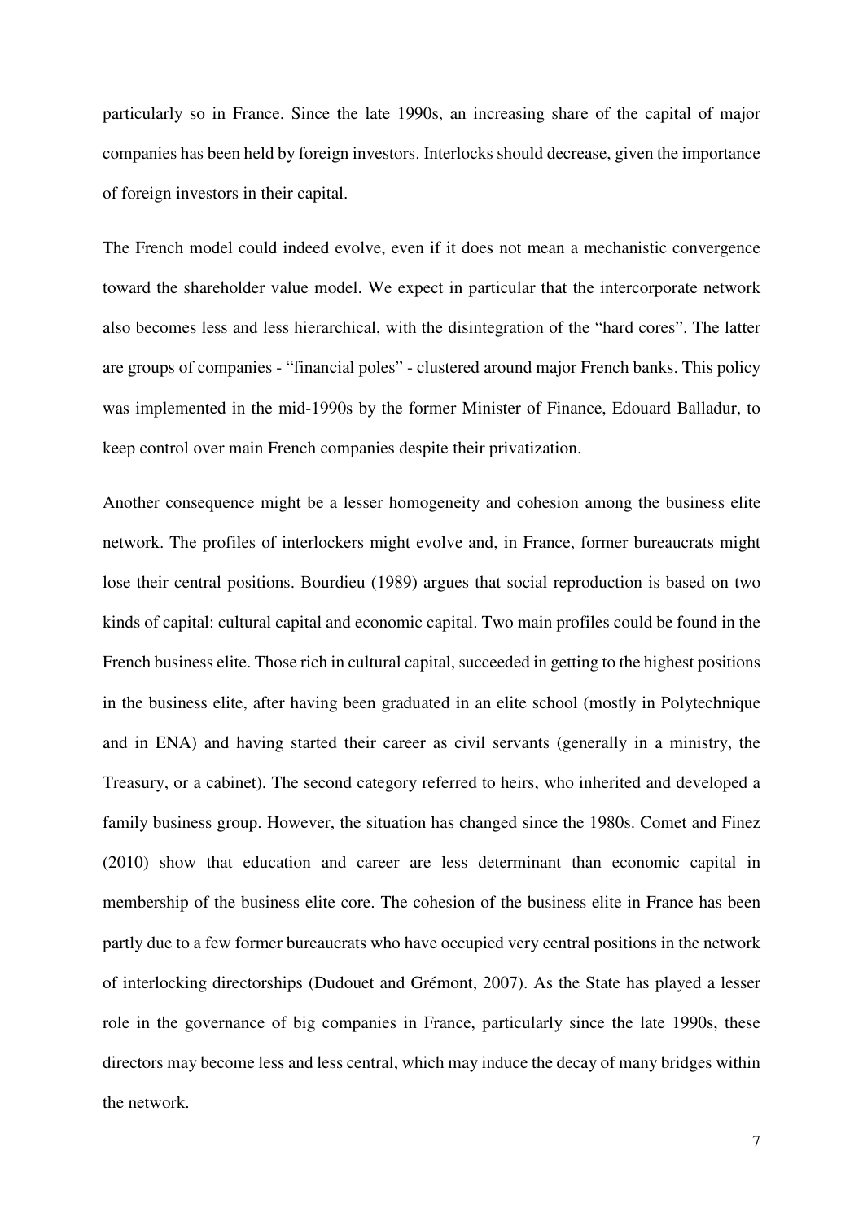particularly so in France. Since the late 1990s, an increasing share of the capital of major companies has been held by foreign investors. Interlocks should decrease, given the importance of foreign investors in their capital.

The French model could indeed evolve, even if it does not mean a mechanistic convergence toward the shareholder value model. We expect in particular that the intercorporate network also becomes less and less hierarchical, with the disintegration of the "hard cores". The latter are groups of companies - "financial poles" - clustered around major French banks. This policy was implemented in the mid-1990s by the former Minister of Finance, Edouard Balladur, to keep control over main French companies despite their privatization.

Another consequence might be a lesser homogeneity and cohesion among the business elite network. The profiles of interlockers might evolve and, in France, former bureaucrats might lose their central positions. Bourdieu (1989) argues that social reproduction is based on two kinds of capital: cultural capital and economic capital. Two main profiles could be found in the French business elite. Those rich in cultural capital, succeeded in getting to the highest positions in the business elite, after having been graduated in an elite school (mostly in Polytechnique and in ENA) and having started their career as civil servants (generally in a ministry, the Treasury, or a cabinet). The second category referred to heirs, who inherited and developed a family business group. However, the situation has changed since the 1980s. Comet and Finez (2010) show that education and career are less determinant than economic capital in membership of the business elite core. The cohesion of the business elite in France has been partly due to a few former bureaucrats who have occupied very central positions in the network of interlocking directorships (Dudouet and Grémont, 2007). As the State has played a lesser role in the governance of big companies in France, particularly since the late 1990s, these directors may become less and less central, which may induce the decay of many bridges within the network.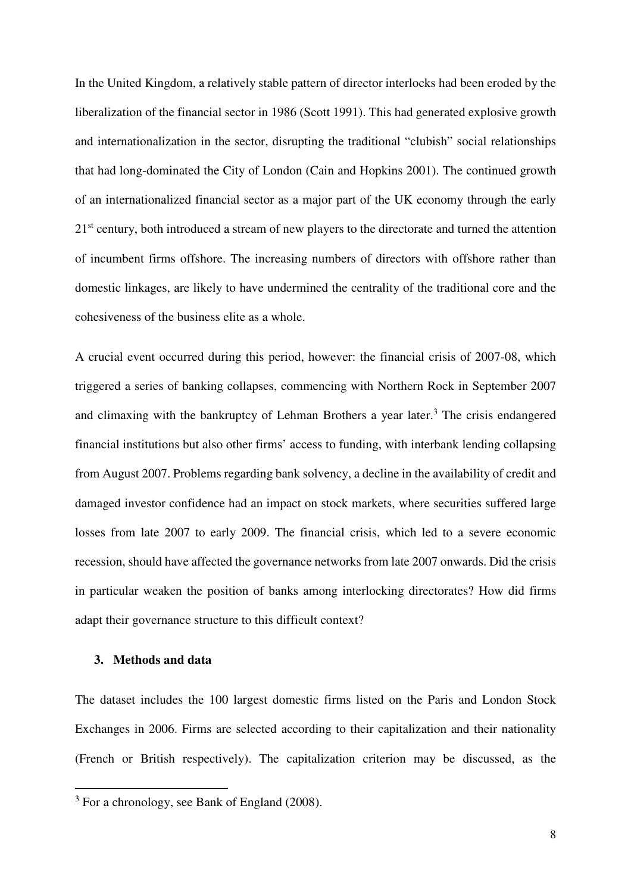In the United Kingdom, a relatively stable pattern of director interlocks had been eroded by the liberalization of the financial sector in 1986 (Scott 1991). This had generated explosive growth and internationalization in the sector, disrupting the traditional "clubish" social relationships that had long-dominated the City of London (Cain and Hopkins 2001). The continued growth of an internationalized financial sector as a major part of the UK economy through the early 21st century, both introduced a stream of new players to the directorate and turned the attention of incumbent firms offshore. The increasing numbers of directors with offshore rather than domestic linkages, are likely to have undermined the centrality of the traditional core and the cohesiveness of the business elite as a whole.

A crucial event occurred during this period, however: the financial crisis of 2007-08, which triggered a series of banking collapses, commencing with Northern Rock in September 2007 and climaxing with the bankruptcy of Lehman Brothers a year later.[3] The crisis endangered financial institutions but also other firms' access to funding, with interbank lending collapsing from August 2007. Problems regarding bank solvency, a decline in the availability of credit and damaged investor confidence had an impact on stock markets, where securities suffered large losses from late 2007 to early 2009. The financial crisis, which led to a severe economic recession, should have affected the governance networks from late 2007 onwards. Did the crisis in particular weaken the position of banks among interlocking directorates? How did firms adapt their governance structure to this difficult context?

### 3. Methods and data

The dataset includes the 100 largest domestic firms listed on the Paris and London Stock Exchanges in 2006. Firms are selected according to their capitalization and their nationality (French or British respectively). The capitalization criterion may be discussed, as the

[3] For a chronology, see Bank of England (2008).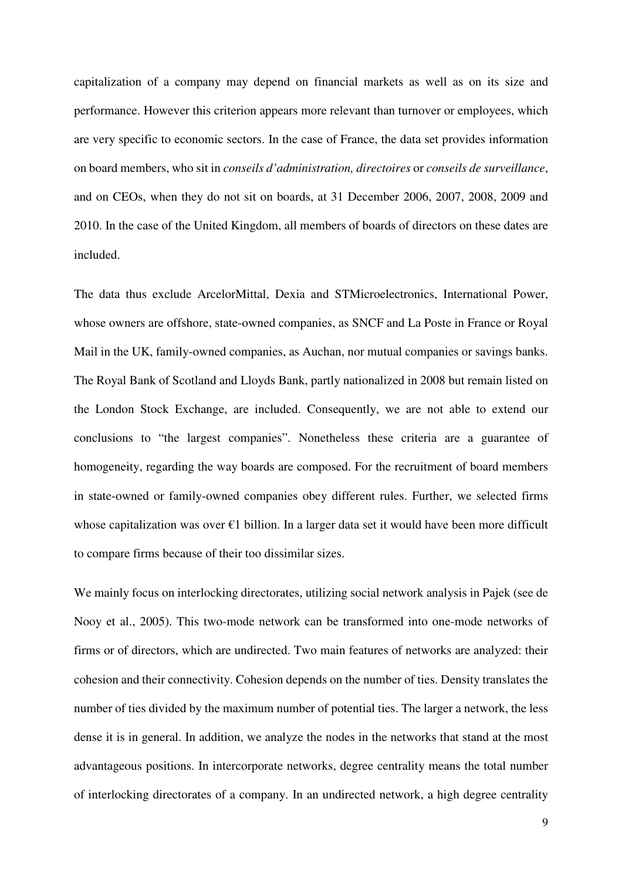capitalization of a company may depend on financial markets as well as on its size and performance. However this criterion appears more relevant than turnover or employees, which are very specific to economic sectors. In the case of France, the data set provides information on board members, who sit in *conseils d'administration, directoires* or *conseils de surveillance*, and on CEOs, when they do not sit on boards, at 31 December 2006, 2007, 2008, 2009 and 2010. In the case of the United Kingdom, all members of boards of directors on these dates are included.

The data thus exclude ArcelorMittal, Dexia and STMicroelectronics, International Power, whose owners are offshore, state-owned companies, as SNCF and La Poste in France or Royal Mail in the UK, family-owned companies, as Auchan, nor mutual companies or savings banks. The Royal Bank of Scotland and Lloyds Bank, partly nationalized in 2008 but remain listed on the London Stock Exchange, are included. Consequently, we are not able to extend our conclusions to "the largest companies". Nonetheless these criteria are a guarantee of homogeneity, regarding the way boards are composed. For the recruitment of board members in state-owned or family-owned companies obey different rules. Further, we selected firms whose capitalization was over €1 billion. In a larger data set it would have been more difficult to compare firms because of their too dissimilar sizes.

We mainly focus on interlocking directorates, utilizing social network analysis in Pajek (see de Nooy et al., 2005). This two-mode network can be transformed into one-mode networks of firms or of directors, which are undirected. Two main features of networks are analyzed: their cohesion and their connectivity. Cohesion depends on the number of ties. Density translates the number of ties divided by the maximum number of potential ties. The larger a network, the less dense it is in general. In addition, we analyze the nodes in the networks that stand at the most advantageous positions. In intercorporate networks, degree centrality means the total number of interlocking directorates of a company. In an undirected network, a high degree centrality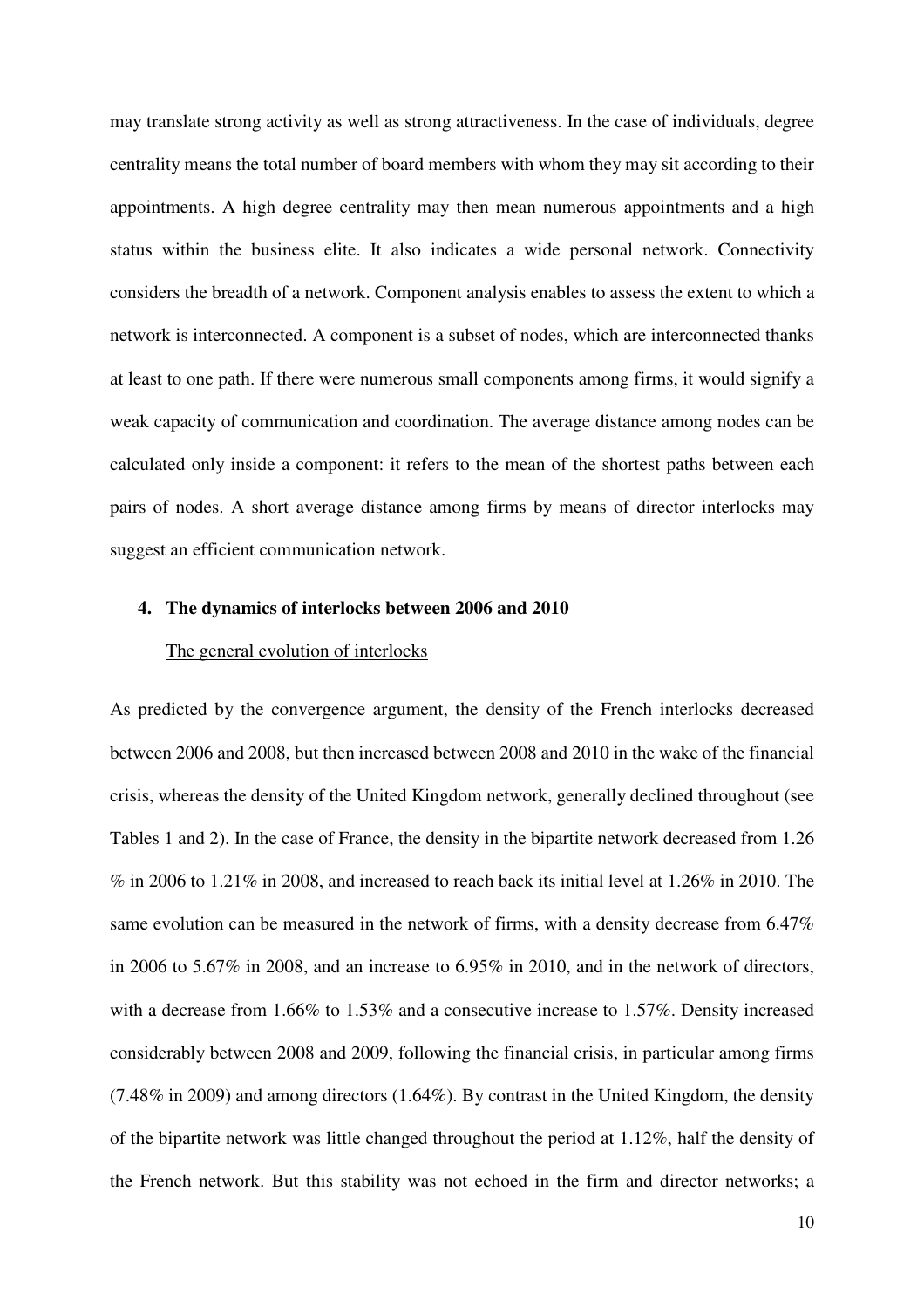may translate strong activity as well as strong attractiveness. In the case of individuals, degree centrality means the total number of board members with whom they may sit according to their appointments. A high degree centrality may then mean numerous appointments and a high status within the business elite. It also indicates a wide personal network. Connectivity considers the breadth of a network. Component analysis enables to assess the extent to which a network is interconnected. A component is a subset of nodes, which are interconnected thanks at least to one path. If there were numerous small components among firms, it would signify a weak capacity of communication and coordination. The average distance among nodes can be calculated only inside a component: it refers to the mean of the shortest paths between each pairs of nodes. A short average distance among firms by means of director interlocks may suggest an efficient communication network.

## 4. The dynamics of interlocks between 2006 and 2010

### The general evolution of interlocks

As predicted by the convergence argument, the density of the French interlocks decreased between 2006 and 2008, but then increased between 2008 and 2010 in the wake of the financial crisis, whereas the density of the United Kingdom network, generally declined throughout (see Tables 1 and 2). In the case of France, the density in the bipartite network decreased from 1.26 % in 2006 to 1.21% in 2008, and increased to reach back its initial level at 1.26% in 2010. The same evolution can be measured in the network of firms, with a density decrease from 6.47% in 2006 to 5.67% in 2008, and an increase to 6.95% in 2010, and in the network of directors, with a decrease from 1.66% to 1.53% and a consecutive increase to 1.57%. Density increased considerably between 2008 and 2009, following the financial crisis, in particular among firms (7.48% in 2009) and among directors (1.64%). By contrast in the United Kingdom, the density of the bipartite network was little changed throughout the period at 1.12%, half the density of the French network. But this stability was not echoed in the firm and director networks; a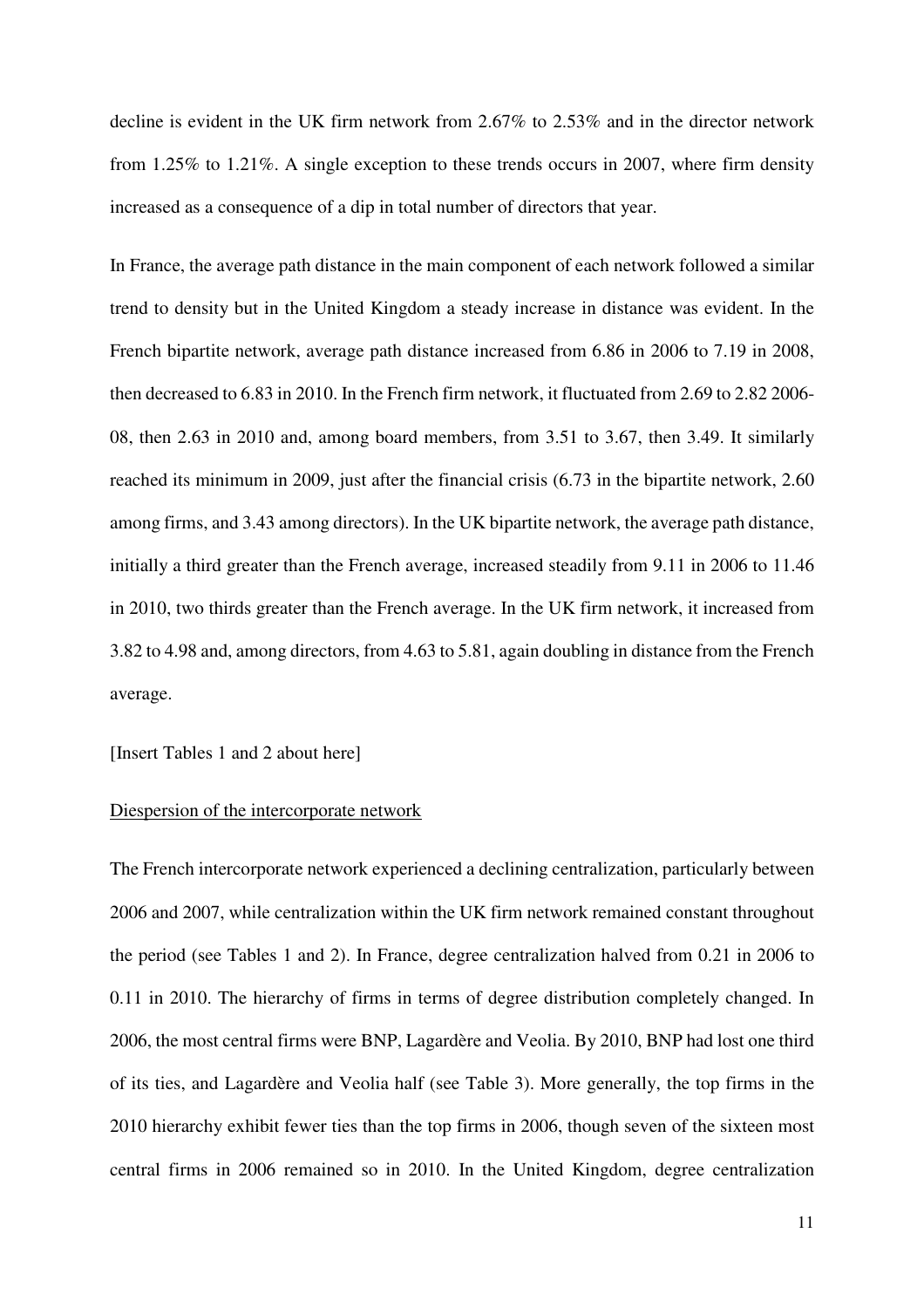decline is evident in the UK firm network from 2.67% to 2.53% and in the director network from 1.25% to 1.21%. A single exception to these trends occurs in 2007, where firm density increased as a consequence of a dip in total number of directors that year.

In France, the average path distance in the main component of each network followed a similar trend to density but in the United Kingdom a steady increase in distance was evident. In the French bipartite network, average path distance increased from 6.86 in 2006 to 7.19 in 2008, then decreased to 6.83 in 2010. In the French firm network, it fluctuated from 2.69 to 2.82 2006-08, then 2.63 in 2010 and, among board members, from 3.51 to 3.67, then 3.49. It similarly reached its minimum in 2009, just after the financial crisis (6.73 in the bipartite network, 2.60 among firms, and 3.43 among directors). In the UK bipartite network, the average path distance, initially a third greater than the French average, increased steadily from 9.11 in 2006 to 11.46 in 2010, two thirds greater than the French average. In the UK firm network, it increased from 3.82 to 4.98 and, among directors, from 4.63 to 5.81, again doubling in distance from the French average.

[Insert Tables 1 and 2 about here]

<u>Diespersion of the intercorporate network</u>

The French intercorporate network experienced a declining centralization, particularly between 2006 and 2007, while centralization within the UK firm network remained constant throughout the period (see Tables 1 and 2). In France, degree centralization halved from 0.21 in 2006 to 0.11 in 2010. The hierarchy of firms in terms of degree distribution completely changed. In 2006, the most central firms were BNP, Lagardère and Veolia. By 2010, BNP had lost one third of its ties, and Lagardère and Veolia half (see Table 3). More generally, the top firms in the 2010 hierarchy exhibit fewer ties than the top firms in 2006, though seven of the sixteen most central firms in 2006 remained so in 2010. In the United Kingdom, degree centralization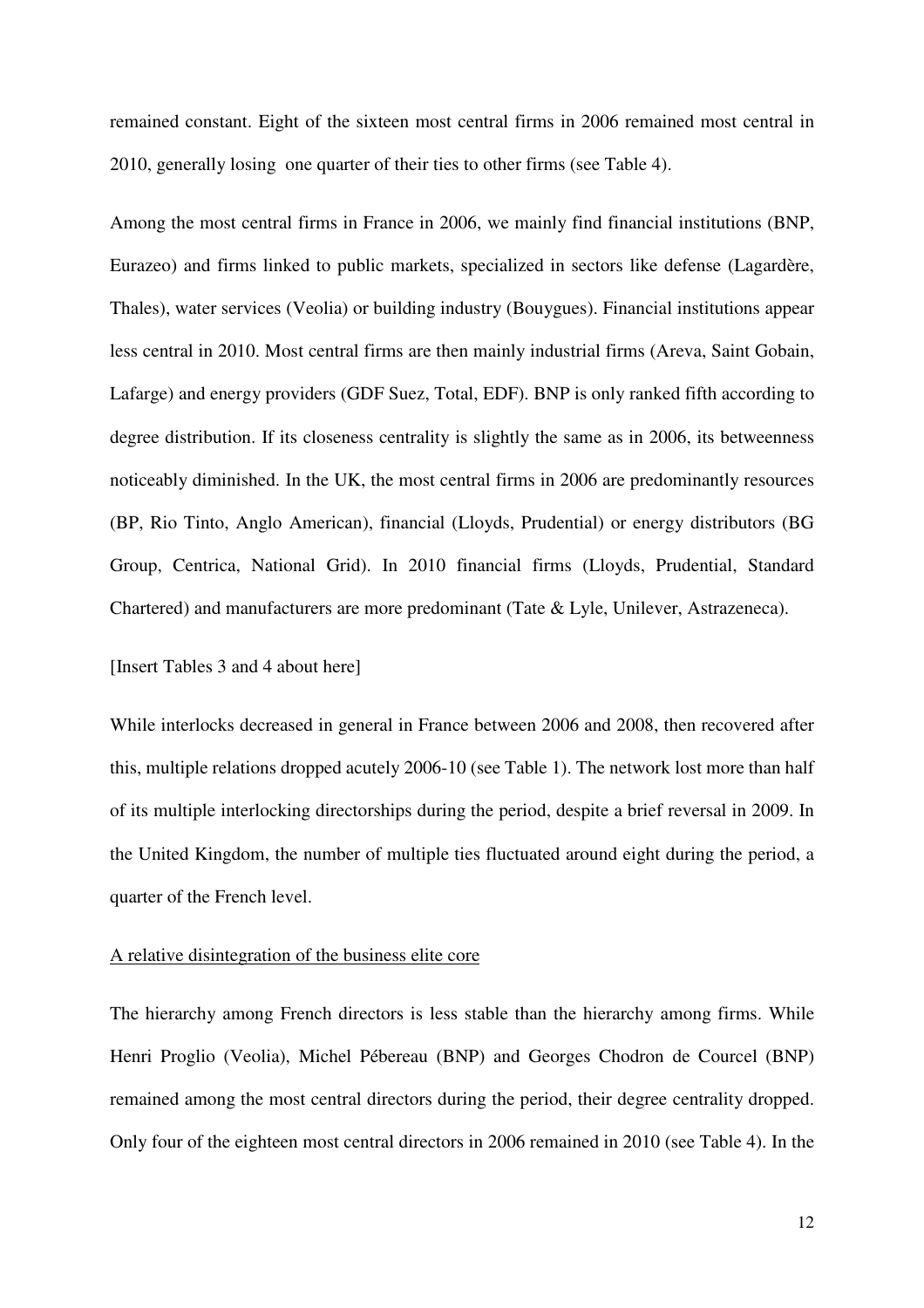remained constant. Eight of the sixteen most central firms in 2006 remained most central in 2010, generally losing one quarter of their ties to other firms (see Table 4).

Among the most central firms in France in 2006, we mainly find financial institutions (BNP, Eurazeo) and firms linked to public markets, specialized in sectors like defense (Lagardère, Thales), water services (Veolia) or building industry (Bouygues). Financial institutions appear less central in 2010. Most central firms are then mainly industrial firms (Areva, Saint Gobain, Lafarge) and energy providers (GDF Suez, Total, EDF). BNP is only ranked fifth according to degree distribution. If its closeness centrality is slightly the same as in 2006, its betweenness noticeably diminished. In the UK, the most central firms in 2006 are predominantly resources (BP, Rio Tinto, Anglo American), financial (Lloyds, Prudential) or energy distributors (BG Group, Centrica, National Grid). In 2010 financial firms (Lloyds, Prudential, Standard Chartered) and manufacturers are more predominant (Tate & Lyle, Unilever, Astrazeneca).

[Insert Tables 3 and 4 about here]

While interlocks decreased in general in France between 2006 and 2008, then recovered after this, multiple relations dropped acutely 2006-10 (see Table 1). The network lost more than half of its multiple interlocking directorships during the period, despite a brief reversal in 2009. In the United Kingdom, the number of multiple ties fluctuated around eight during the period, a quarter of the French level.

<u>A relative disintegration of the business elite core</u>

The hierarchy among French directors is less stable than the hierarchy among firms. While Henri Proglio (Veolia), Michel Pébereau (BNP) and Georges Chodron de Courcel (BNP) remained among the most central directors during the period, their degree centrality dropped. Only four of the eighteen most central directors in 2006 remained in 2010 (see Table 4). In the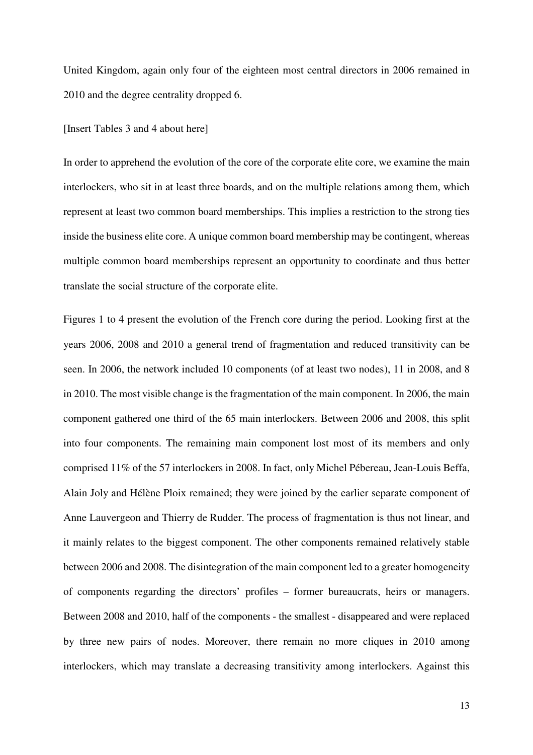United Kingdom, again only four of the eighteen most central directors in 2006 remained in 2010 and the degree centrality dropped 6.

[Insert Tables 3 and 4 about here]

In order to apprehend the evolution of the core of the corporate elite core, we examine the main interlockers, who sit in at least three boards, and on the multiple relations among them, which represent at least two common board memberships. This implies a restriction to the strong ties inside the business elite core. A unique common board membership may be contingent, whereas multiple common board memberships represent an opportunity to coordinate and thus better translate the social structure of the corporate elite.

Figures 1 to 4 present the evolution of the French core during the period. Looking first at the years 2006, 2008 and 2010 a general trend of fragmentation and reduced transitivity can be seen. In 2006, the network included 10 components (of at least two nodes), 11 in 2008, and 8 in 2010. The most visible change is the fragmentation of the main component. In 2006, the main component gathered one third of the 65 main interlockers. Between 2006 and 2008, this split into four components. The remaining main component lost most of its members and only comprised 11% of the 57 interlockers in 2008. In fact, only Michel Pébereau, Jean-Louis Beffa, Alain Joly and Hélène Ploix remained; they were joined by the earlier separate component of Anne Lauvergeon and Thierry de Rudder. The process of fragmentation is thus not linear, and it mainly relates to the biggest component. The other components remained relatively stable between 2006 and 2008. The disintegration of the main component led to a greater homogeneity of components regarding the directors' profiles – former bureaucrats, heirs or managers. Between 2008 and 2010, half of the components - the smallest - disappeared and were replaced by three new pairs of nodes. Moreover, there remain no more cliques in 2010 among interlockers, which may translate a decreasing transitivity among interlockers. Against this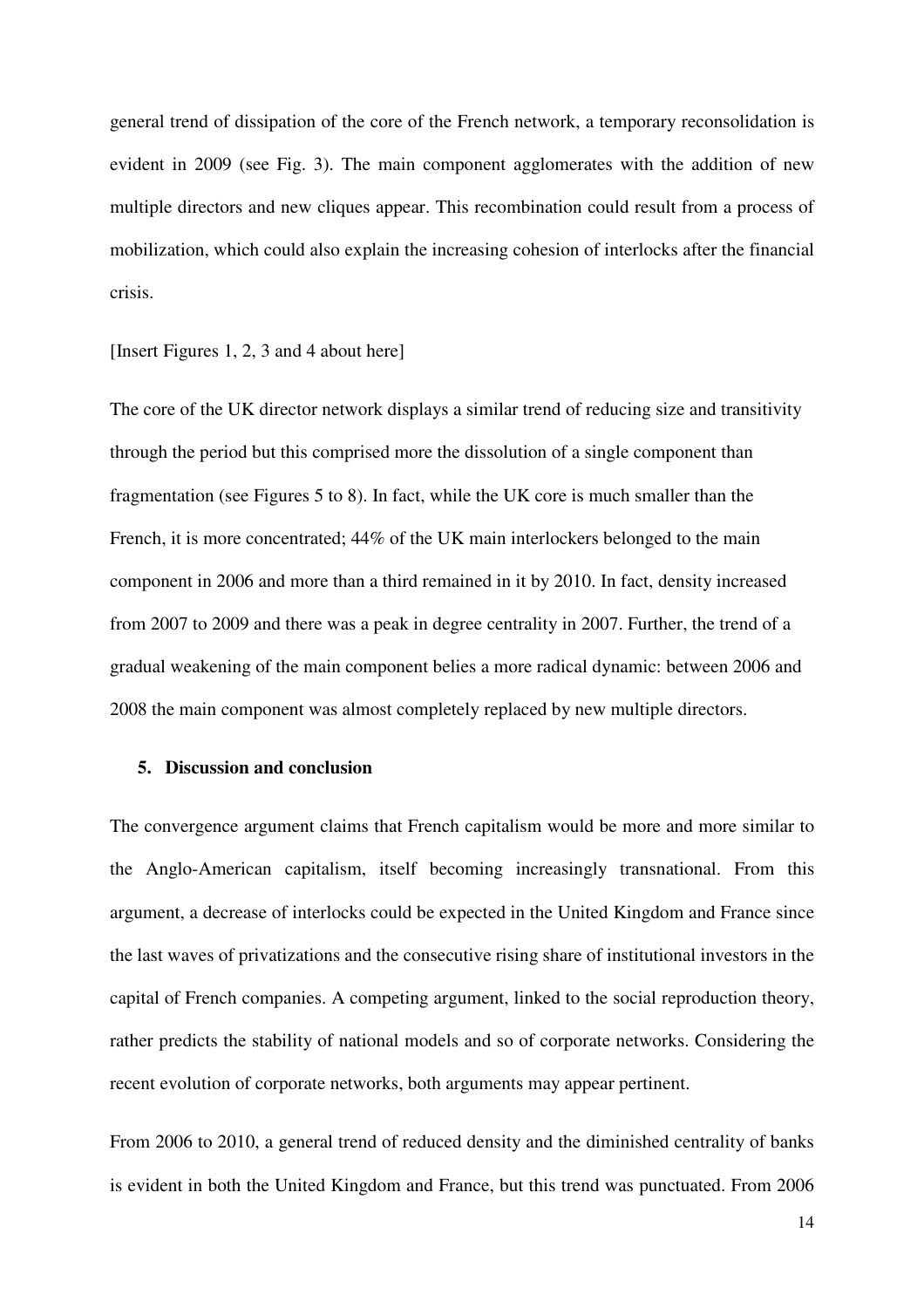general trend of dissipation of the core of the French network, a temporary reconsolidation is evident in 2009 (see Fig. 3). The main component agglomerates with the addition of new multiple directors and new cliques appear. This recombination could result from a process of mobilization, which could also explain the increasing cohesion of interlocks after the financial crisis.

[Insert Figures 1, 2, 3 and 4 about here]

The core of the UK director network displays a similar trend of reducing size and transitivity through the period but this comprised more the dissolution of a single component than fragmentation (see Figures 5 to 8). In fact, while the UK core is much smaller than the French, it is more concentrated; 44% of the UK main interlockers belonged to the main component in 2006 and more than a third remained in it by 2010. In fact, density increased from 2007 to 2009 and there was a peak in degree centrality in 2007. Further, the trend of a gradual weakening of the main component belies a more radical dynamic: between 2006 and 2008 the main component was almost completely replaced by new multiple directors.

## 5. Discussion and conclusion

The convergence argument claims that French capitalism would be more and more similar to the Anglo-American capitalism, itself becoming increasingly transnational. From this argument, a decrease of interlocks could be expected in the United Kingdom and France since the last waves of privatizations and the consecutive rising share of institutional investors in the capital of French companies. A competing argument, linked to the social reproduction theory, rather predicts the stability of national models and so of corporate networks. Considering the recent evolution of corporate networks, both arguments may appear pertinent.

From 2006 to 2010, a general trend of reduced density and the diminished centrality of banks is evident in both the United Kingdom and France, but this trend was punctuated. From 2006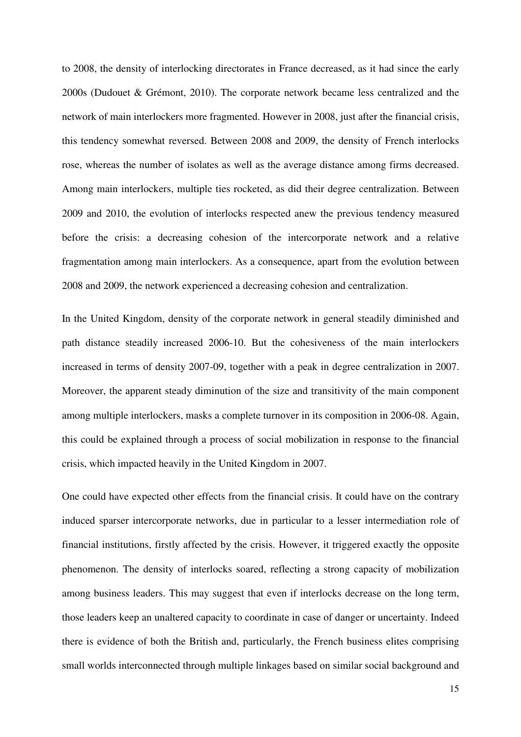to 2008, the density of interlocking directorates in France decreased, as it had since the early 2000s (Dudouet & Grémont, 2010). The corporate network became less centralized and the network of main interlockers more fragmented. However in 2008, just after the financial crisis, this tendency somewhat reversed. Between 2008 and 2009, the density of French interlocks rose, whereas the number of isolates as well as the average distance among firms decreased. Among main interlockers, multiple ties rocketed, as did their degree centralization. Between 2009 and 2010, the evolution of interlocks respected anew the previous tendency measured before the crisis: a decreasing cohesion of the intercorporate network and a relative fragmentation among main interlockers. As a consequence, apart from the evolution between 2008 and 2009, the network experienced a decreasing cohesion and centralization.

In the United Kingdom, density of the corporate network in general steadily diminished and path distance steadily increased 2006-10. But the cohesiveness of the main interlockers increased in terms of density 2007-09, together with a peak in degree centralization in 2007. Moreover, the apparent steady diminution of the size and transitivity of the main component among multiple interlockers, masks a complete turnover in its composition in 2006-08. Again, this could be explained through a process of social mobilization in response to the financial crisis, which impacted heavily in the United Kingdom in 2007.

One could have expected other effects from the financial crisis. It could have on the contrary induced sparser intercorporate networks, due in particular to a lesser intermediation role of financial institutions, firstly affected by the crisis. However, it triggered exactly the opposite phenomenon. The density of interlocks soared, reflecting a strong capacity of mobilization among business leaders. This may suggest that even if interlocks decrease on the long term, those leaders keep an unaltered capacity to coordinate in case of danger or uncertainty. Indeed there is evidence of both the British and, particularly, the French business elites comprising small worlds interconnected through multiple linkages based on similar social background and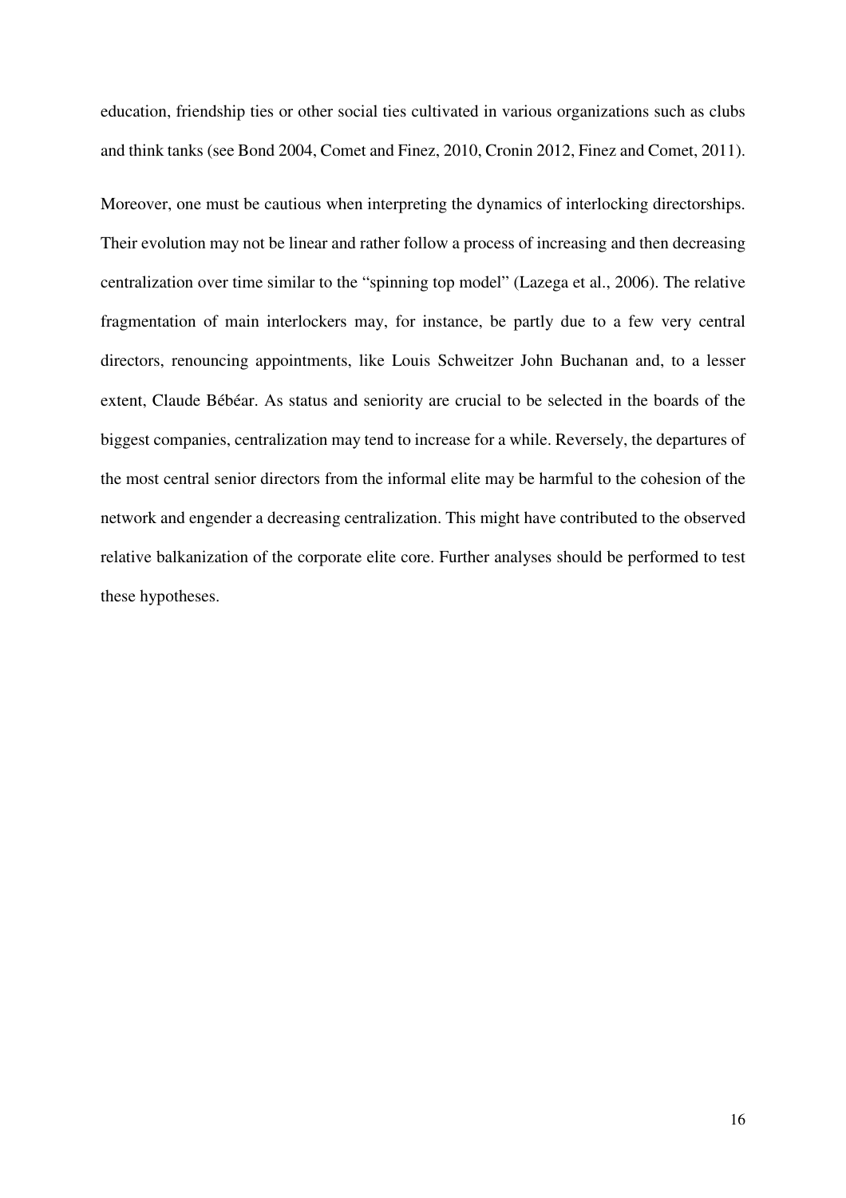education, friendship ties or other social ties cultivated in various organizations such as clubs and think tanks (see Bond 2004, Comet and Finez, 2010, Cronin 2012, Finez and Comet, 2011).

Moreover, one must be cautious when interpreting the dynamics of interlocking directorships. Their evolution may not be linear and rather follow a process of increasing and then decreasing centralization over time similar to the "spinning top model" (Lazega et al., 2006). The relative fragmentation of main interlockers may, for instance, be partly due to a few very central directors, renouncing appointments, like Louis Schweitzer John Buchanan and, to a lesser extent, Claude Bébéar. As status and seniority are crucial to be selected in the boards of the biggest companies, centralization may tend to increase for a while. Reversely, the departures of the most central senior directors from the informal elite may be harmful to the cohesion of the network and engender a decreasing centralization. This might have contributed to the observed relative balkanization of the corporate elite core. Further analyses should be performed to test these hypotheses.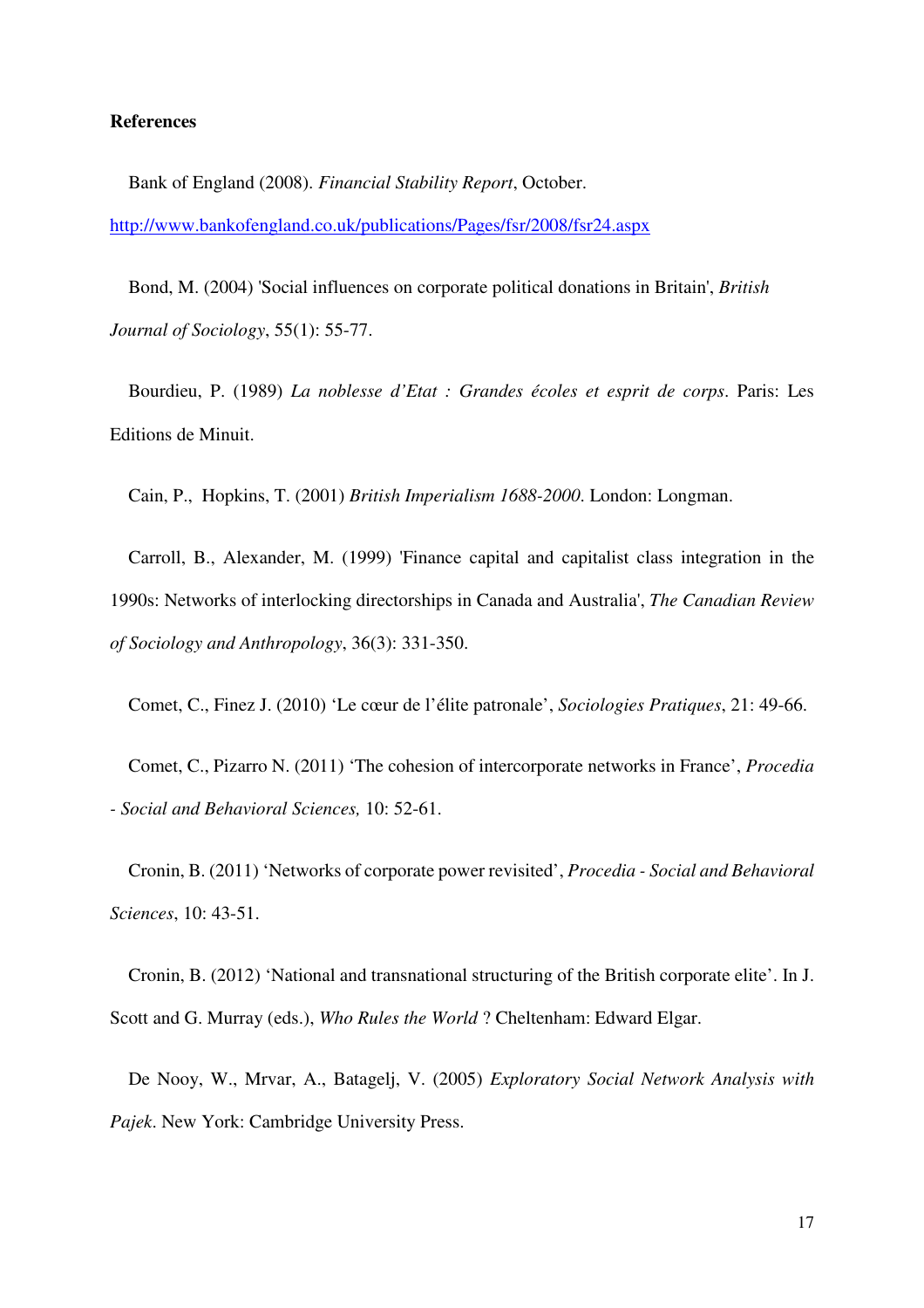**References**

Bank of England (2008). *Financial Stability Report*, October. http://www.bankofengland.co.uk/publications/Pages/fsr/2008/fsr24.aspx

Bond, M. (2004) 'Social influences on corporate political donations in Britain', *British Journal of Sociology*, 55(1): 55-77.

Bourdieu, P. (1989) *La noblesse d'Etat : Grandes écoles et esprit de corps*. Paris: Les Editions de Minuit.

Cain, P., Hopkins, T. (2001) *British Imperialism 1688-2000*. London: Longman.

Carroll, B., Alexander, M. (1999) 'Finance capital and capitalist class integration in the 1990s: Networks of interlocking directorships in Canada and Australia', *The Canadian Review of Sociology and Anthropology*, 36(3): 331-350.

Comet, C., Finez J. (2010) 'Le cœur de l'élite patronale', *Sociologies Pratiques*, 21: 49-66.

Comet, C., Pizarro N. (2011) 'The cohesion of intercorporate networks in France', *Procedia - Social and Behavioral Sciences,* 10: 52-61.

Cronin, B. (2011) 'Networks of corporate power revisited', *Procedia - Social and Behavioral Sciences*, 10: 43-51.

Cronin, B. (2012) 'National and transnational structuring of the British corporate elite'. In J. Scott and G. Murray (eds.), *Who Rules the World* ? Cheltenham: Edward Elgar.

De Nooy, W., Mrvar, A., Batagelj, V. (2005) *Exploratory Social Network Analysis with Pajek*. New York: Cambridge University Press.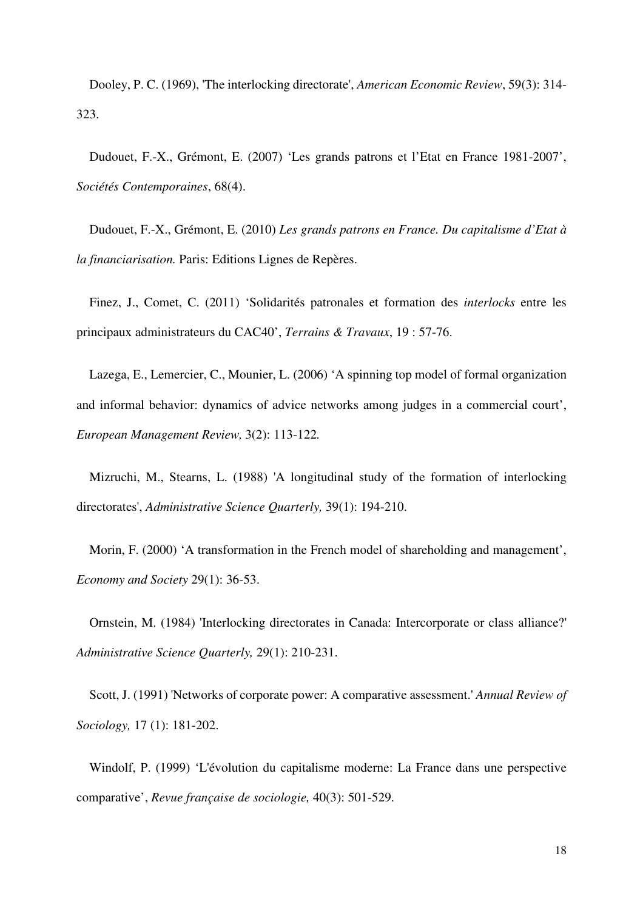Dooley, P. C. (1969), 'The interlocking directorate', *American Economic Review*, 59(3): 314-323.

Dudouet, F.-X., Grémont, E. (2007) 'Les grands patrons et l'Etat en France 1981-2007', *Sociétés Contemporaines*, 68(4).

Dudouet, F.-X., Grémont, E. (2010) *Les grands patrons en France. Du capitalisme d'Etat à la financiarisation.* Paris: Editions Lignes de Repères.

Finez, J., Comet, C. (2011) 'Solidarités patronales et formation des *interlocks* entre les principaux administrateurs du CAC40', *Terrains & Travaux*, 19 : 57-76.

Lazega, E., Lemercier, C., Mounier, L. (2006) 'A spinning top model of formal organization and informal behavior: dynamics of advice networks among judges in a commercial court', *European Management Review,* 3(2): 113-122*.*

Mizruchi, M., Stearns, L. (1988) 'A longitudinal study of the formation of interlocking directorates', *Administrative Science Quarterly,* 39(1): 194-210.

Morin, F. (2000) 'A transformation in the French model of shareholding and management', *Economy and Society* 29(1): 36-53.

Ornstein, M. (1984) 'Interlocking directorates in Canada: Intercorporate or class alliance?' *Administrative Science Quarterly,* 29(1): 210-231.

Scott, J. (1991) 'Networks of corporate power: A comparative assessment.' *Annual Review of Sociology,* 17 (1): 181-202.

Windolf, P. (1999) 'L'évolution du capitalisme moderne: La France dans une perspective comparative', *Revue française de sociologie,* 40(3): 501-529.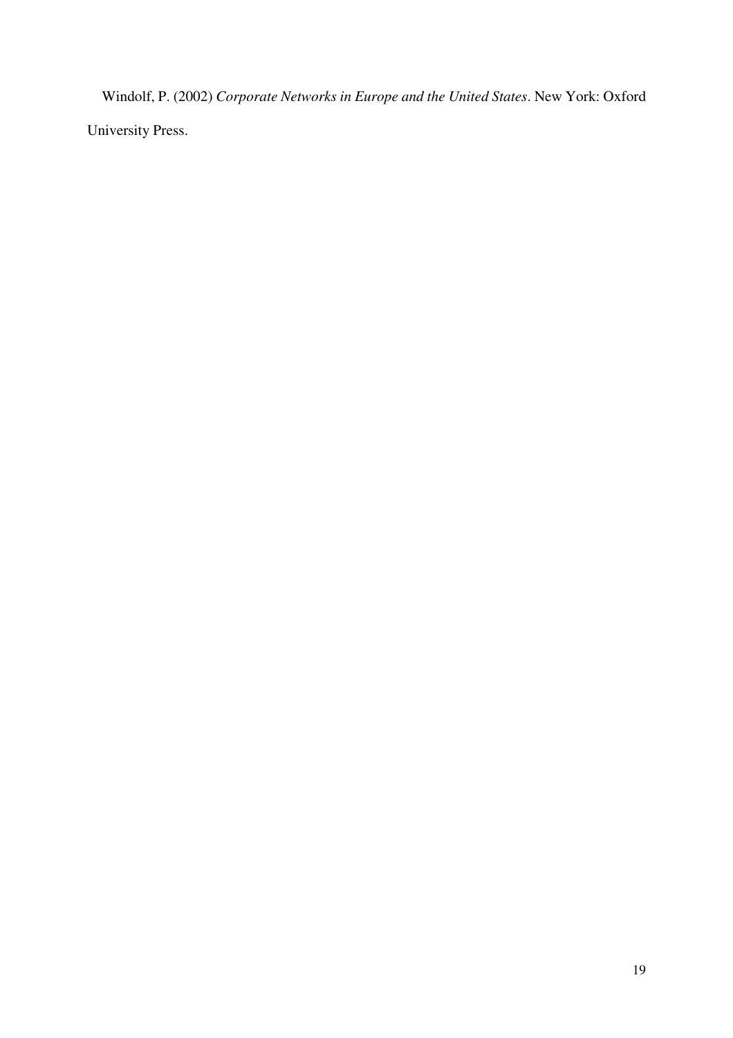Windolf, P. (2002) *Corporate Networks in Europe and the United States*. New York: Oxford University Press.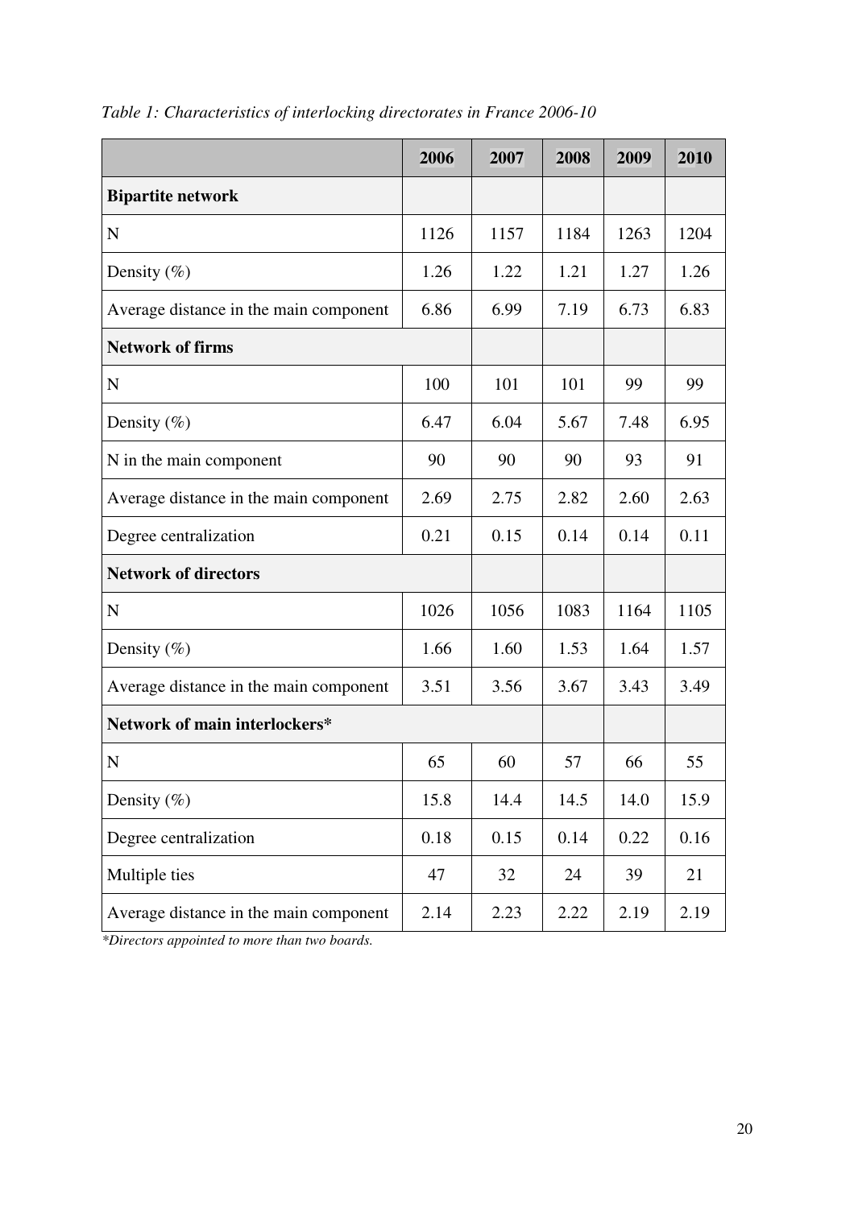*Table 1: Characteristics of interlocking directorates in France 2006-10*

| | 2006 | 2007 | 2008 | 2009 | 2010 |
|---|---|---|---|---|---|
| **Bipartite network** | | | | | |
| N | 1126 | 1157 | 1184 | 1263 | 1204 |
| Density (%) | 1.26 | 1.22 | 1.21 | 1.27 | 1.26 |
| Average distance in the main component | 6.86 | 6.99 | 7.19 | 6.73 | 6.83 |
| **Network of firms** | | | | | |
| N | 100 | 101 | 101 | 99 | 99 |
| Density (%) | 6.47 | 6.04 | 5.67 | 7.48 | 6.95 |
| N in the main component | 90 | 90 | 90 | 93 | 91 |
| Average distance in the main component | 2.69 | 2.75 | 2.82 | 2.60 | 2.63 |
| Degree centralization | 0.21 | 0.15 | 0.14 | 0.14 | 0.11 |
| **Network of directors** | | | | | |
| N | 1026 | 1056 | 1083 | 1164 | 1105 |
| Density (%) | 1.66 | 1.60 | 1.53 | 1.64 | 1.57 |
| Average distance in the main component | 3.51 | 3.56 | 3.67 | 3.43 | 3.49 |
| **Network of main interlockers*** | | | | | |
| N | 65 | 60 | 57 | 66 | 55 |
| Density (%) | 15.8 | 14.4 | 14.5 | 14.0 | 15.9 |
| Degree centralization | 0.18 | 0.15 | 0.14 | 0.22 | 0.16 |
| Multiple ties | 47 | 32 | 24 | 39 | 21 |
| Average distance in the main component | 2.14 | 2.23 | 2.22 | 2.19 | 2.19 |

*\*Directors appointed to more than two boards.*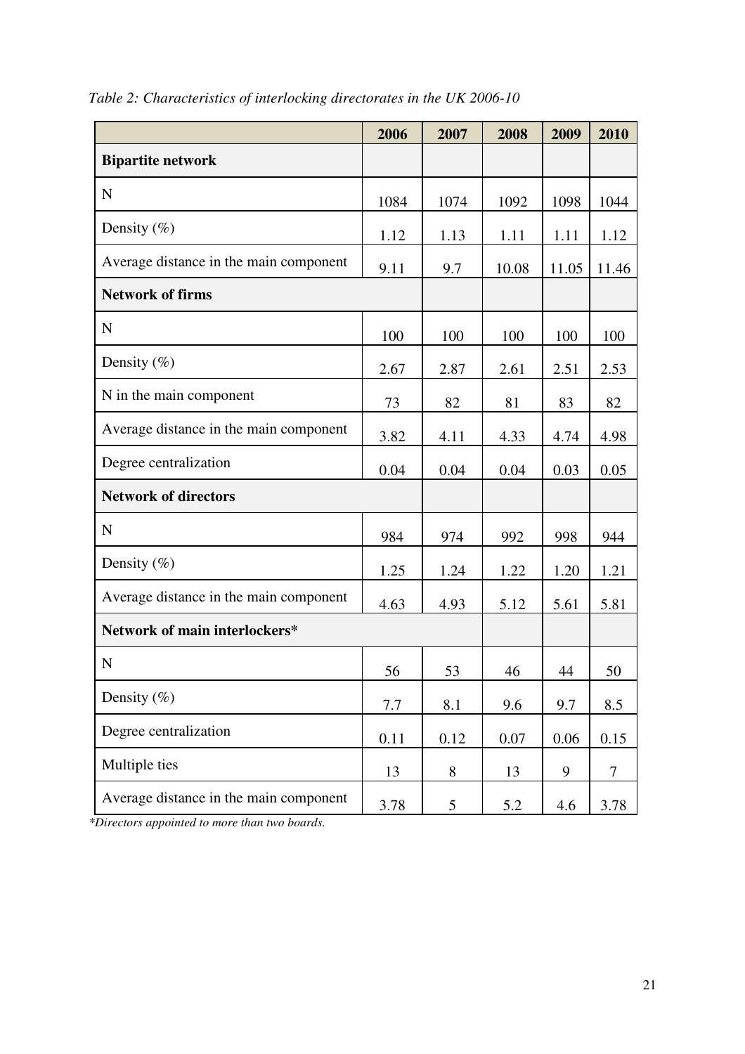*Table 2: Characteristics of interlocking directorates in the UK 2006-10*

| | 2006 | 2007 | 2008 | 2009 | 2010 |
|---|---|---|---|---|---|
| **Bipartite network** | | | | | |
| N | 1084 | 1074 | 1092 | 1098 | 1044 |
| Density (%) | 1.12 | 1.13 | 1.11 | 1.11 | 1.12 |
| Average distance in the main component | 9.11 | 9.7 | 10.08 | 11.05 | 11.46 |
| **Network of firms** | | | | | |
| N | 100 | 100 | 100 | 100 | 100 |
| Density (%) | 2.67 | 2.87 | 2.61 | 2.51 | 2.53 |
| N in the main component | 73 | 82 | 81 | 83 | 82 |
| Average distance in the main component | 3.82 | 4.11 | 4.33 | 4.74 | 4.98 |
| Degree centralization | 0.04 | 0.04 | 0.04 | 0.03 | 0.05 |
| **Network of directors** | | | | | |
| N | 984 | 974 | 992 | 998 | 944 |
| Density (%) | 1.25 | 1.24 | 1.22 | 1.20 | 1.21 |
| Average distance in the main component | 4.63 | 4.93 | 5.12 | 5.61 | 5.81 |
| **Network of main interlockers*** | | | | | |
| N | 56 | 53 | 46 | 44 | 50 |
| Density (%) | 7.7 | 8.1 | 9.6 | 9.7 | 8.5 |
| Degree centralization | 0.11 | 0.12 | 0.07 | 0.06 | 0.15 |
| Multiple ties | 13 | 8 | 13 | 9 | 7 |
| Average distance in the main component | 3.78 | 5 | 5.2 | 4.6 | 3.78 |

*\*Directors appointed to more than two boards.*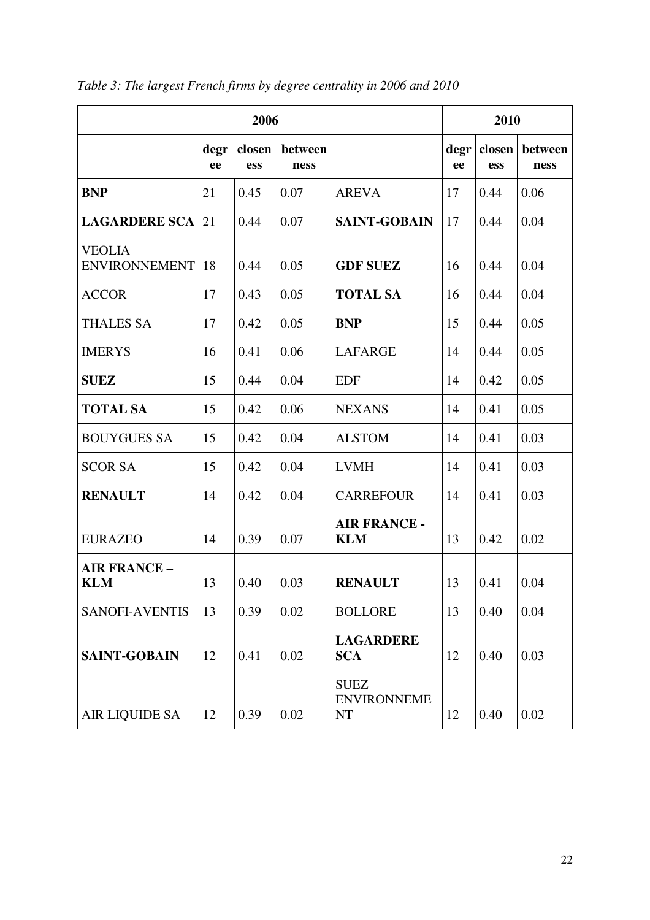*Table 3: The largest French firms by degree centrality in 2006 and 2010*

| | 2006 | | | | 2010 | | |
|---|---|---|---|---|---|---|---|
| | degree | closeness | betweenness | | degree | closeness | betweenness |
| **BNP** | 21 | 0.45 | 0.07 | AREVA | 17 | 0.44 | 0.06 |
| **LAGARDERE SCA** | 21 | 0.44 | 0.07 | **SAINT-GOBAIN** | 17 | 0.44 | 0.04 |
| VEOLIA ENVIRONNEMENT | 18 | 0.44 | 0.05 | **GDF SUEZ** | 16 | 0.44 | 0.04 |
| ACCOR | 17 | 0.43 | 0.05 | **TOTAL SA** | 16 | 0.44 | 0.04 |
| THALES SA | 17 | 0.42 | 0.05 | **BNP** | 15 | 0.44 | 0.05 |
| IMERYS | 16 | 0.41 | 0.06 | LAFARGE | 14 | 0.44 | 0.05 |
| **SUEZ** | 15 | 0.44 | 0.04 | EDF | 14 | 0.42 | 0.05 |
| **TOTAL SA** | 15 | 0.42 | 0.06 | NEXANS | 14 | 0.41 | 0.05 |
| BOUYGUES SA | 15 | 0.42 | 0.04 | ALSTOM | 14 | 0.41 | 0.03 |
| SCOR SA | 15 | 0.42 | 0.04 | LVMH | 14 | 0.41 | 0.03 |
| **RENAULT** | 14 | 0.42 | 0.04 | CARREFOUR | 14 | 0.41 | 0.03 |
| EURAZEO | 14 | 0.39 | 0.07 | **AIR FRANCE - KLM** | 13 | 0.42 | 0.02 |
| **AIR FRANCE – KLM** | 13 | 0.40 | 0.03 | **RENAULT** | 13 | 0.41 | 0.04 |
| SANOFI-AVENTIS | 13 | 0.39 | 0.02 | BOLLORE | 13 | 0.40 | 0.04 |
| **SAINT-GOBAIN** | 12 | 0.41 | 0.02 | **LAGARDERE SCA** | 12 | 0.40 | 0.03 |
| AIR LIQUIDE SA | 12 | 0.39 | 0.02 | SUEZ ENVIRONNEMENT | 12 | 0.40 | 0.02 |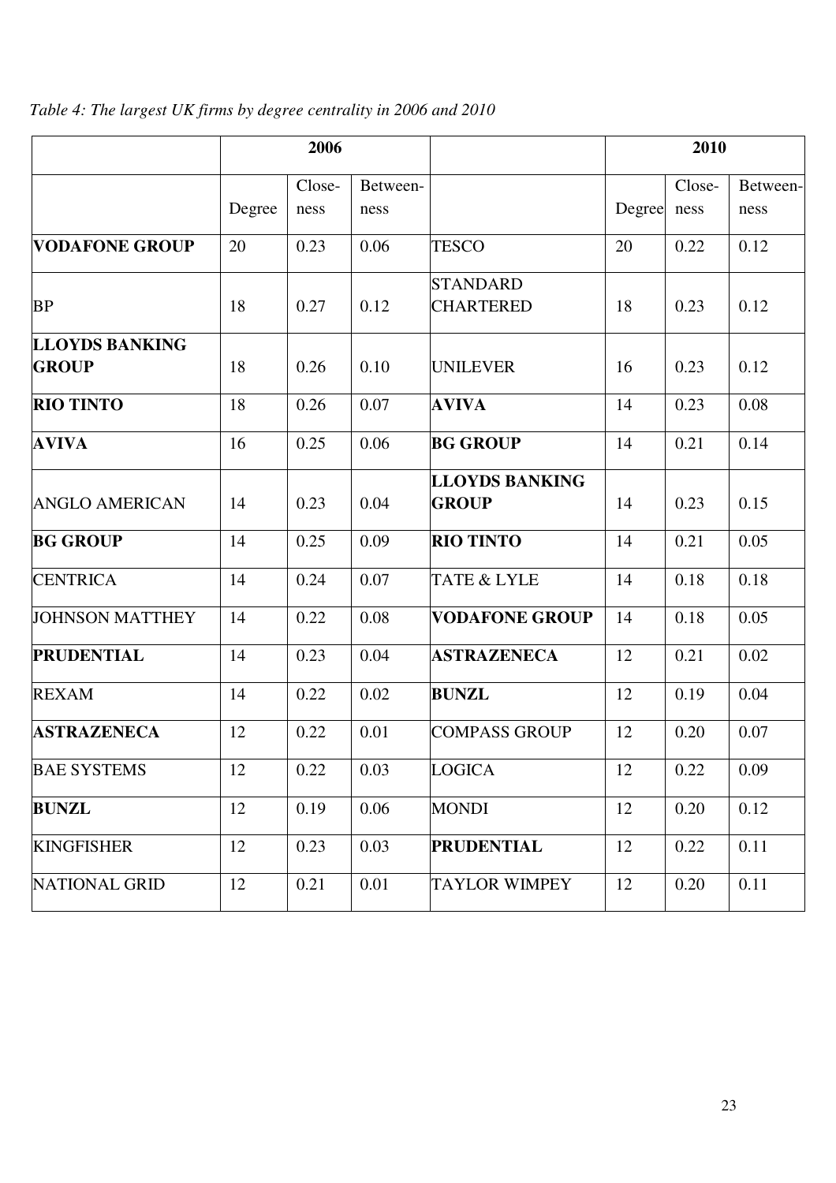*Table 4: The largest UK firms by degree centrality in 2006 and 2010*

| | 2006 | | | | 2010 | | |
|---|---|---|---|---|---|---|---|
| | Degree | Close-ness | Between-ness | | Degree | Close-ness | Between-ness |
| **VODAFONE GROUP** | 20 | 0.23 | 0.06 | TESCO | 20 | 0.22 | 0.12 |
| BP | 18 | 0.27 | 0.12 | STANDARD CHARTERED | 18 | 0.23 | 0.12 |
| **LLOYDS BANKING GROUP** | 18 | 0.26 | 0.10 | UNILEVER | 16 | 0.23 | 0.12 |
| **RIO TINTO** | 18 | 0.26 | 0.07 | **AVIVA** | 14 | 0.23 | 0.08 |
| **AVIVA** | 16 | 0.25 | 0.06 | **BG GROUP** | 14 | 0.21 | 0.14 |
| ANGLO AMERICAN | 14 | 0.23 | 0.04 | **LLOYDS BANKING GROUP** | 14 | 0.23 | 0.15 |
| **BG GROUP** | 14 | 0.25 | 0.09 | **RIO TINTO** | 14 | 0.21 | 0.05 |
| CENTRICA | 14 | 0.24 | 0.07 | TATE & LYLE | 14 | 0.18 | 0.18 |
| JOHNSON MATTHEY | 14 | 0.22 | 0.08 | **VODAFONE GROUP** | 14 | 0.18 | 0.05 |
| **PRUDENTIAL** | 14 | 0.23 | 0.04 | **ASTRAZENECA** | 12 | 0.21 | 0.02 |
| REXAM | 14 | 0.22 | 0.02 | **BUNZL** | 12 | 0.19 | 0.04 |
| **ASTRAZENECA** | 12 | 0.22 | 0.01 | COMPASS GROUP | 12 | 0.20 | 0.07 |
| BAE SYSTEMS | 12 | 0.22 | 0.03 | LOGICA | 12 | 0.22 | 0.09 |
| **BUNZL** | 12 | 0.19 | 0.06 | MONDI | 12 | 0.20 | 0.12 |
| KINGFISHER | 12 | 0.23 | 0.03 | **PRUDENTIAL** | 12 | 0.22 | 0.11 |
| NATIONAL GRID | 12 | 0.21 | 0.01 | TAYLOR WIMPEY | 12 | 0.20 | 0.11 |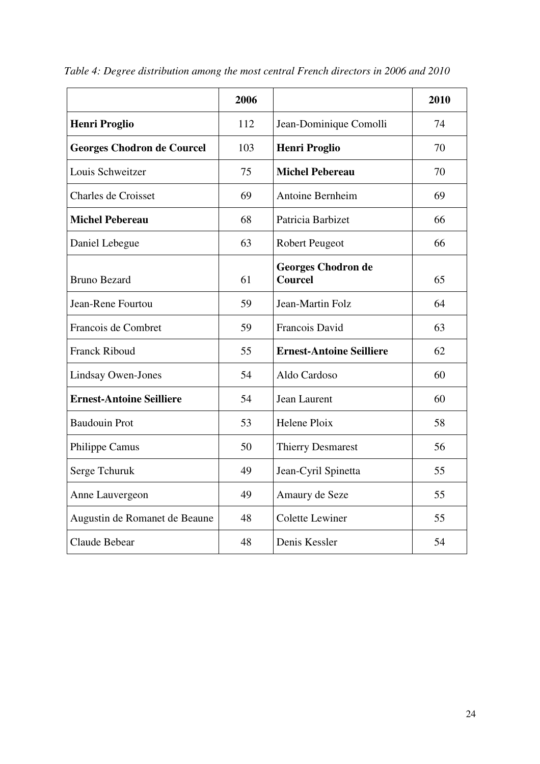*Table 4: Degree distribution among the most central French directors in 2006 and 2010*

| | 2006 | | 2010 |
|---|---|---|---|
| **Henri Proglio** | 112 | Jean-Dominique Comolli | 74 |
| **Georges Chodron de Courcel** | 103 | **Henri Proglio** | 70 |
| Louis Schweitzer | 75 | **Michel Pebereau** | 70 |
| Charles de Croisset | 69 | Antoine Bernheim | 69 |
| **Michel Pebereau** | 68 | Patricia Barbizet | 66 |
| Daniel Lebegue | 63 | Robert Peugeot | 66 |
| Bruno Bezard | 61 | **Georges Chodron de Courcel** | 65 |
| Jean-Rene Fourtou | 59 | Jean-Martin Folz | 64 |
| Francois de Combret | 59 | Francois David | 63 |
| Franck Riboud | 55 | **Ernest-Antoine Seilliere** | 62 |
| Lindsay Owen-Jones | 54 | Aldo Cardoso | 60 |
| **Ernest-Antoine Seilliere** | 54 | Jean Laurent | 60 |
| Baudouin Prot | 53 | Helene Ploix | 58 |
| Philippe Camus | 50 | Thierry Desmarest | 56 |
| Serge Tchuruk | 49 | Jean-Cyril Spinetta | 55 |
| Anne Lauvergeon | 49 | Amaury de Seze | 55 |
| Augustin de Romanet de Beaune | 48 | Colette Lewiner | 55 |
| Claude Bebear | 48 | Denis Kessler | 54 |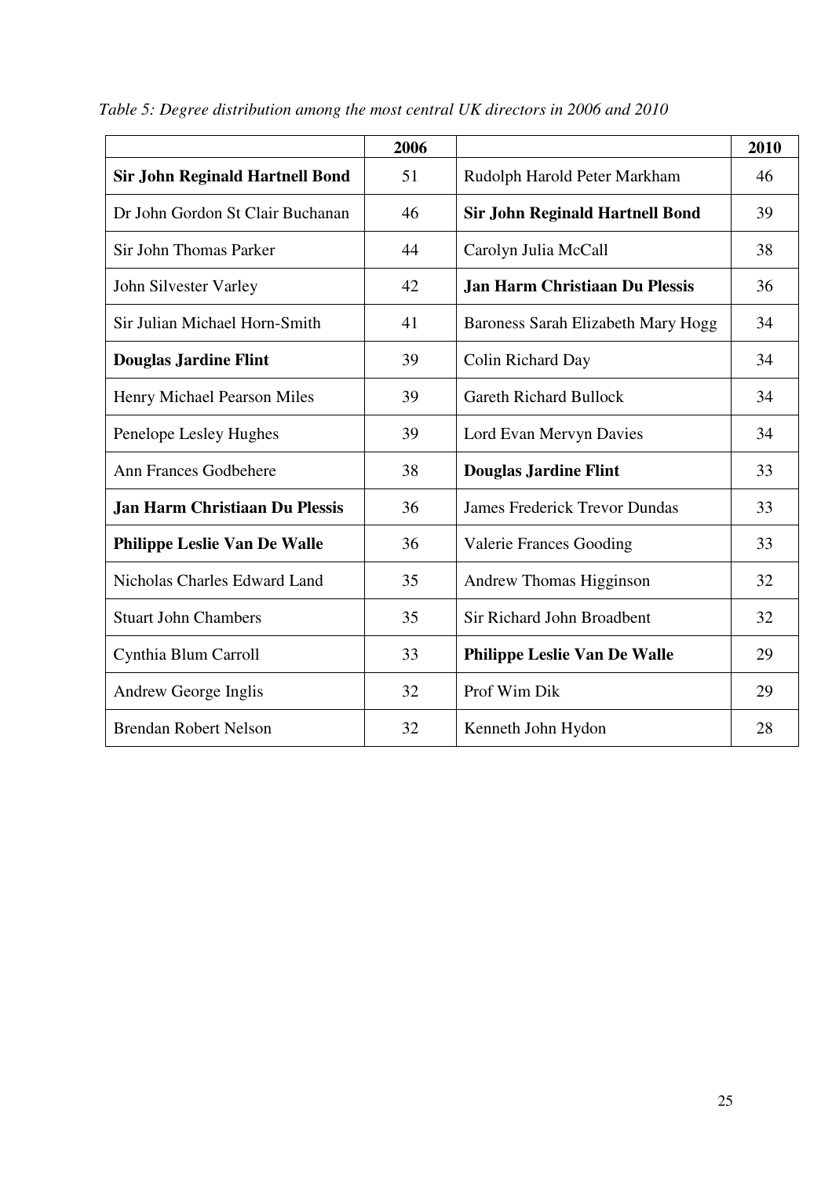*Table 5: Degree distribution among the most central UK directors in 2006 and 2010*

| | 2006 | | 2010 |
|---|---|---|---|
| **Sir John Reginald Hartnell Bond** | 51 | Rudolph Harold Peter Markham | 46 |
| Dr John Gordon St Clair Buchanan | 46 | **Sir John Reginald Hartnell Bond** | 39 |
| Sir John Thomas Parker | 44 | Carolyn Julia McCall | 38 |
| John Silvester Varley | 42 | **Jan Harm Christiaan Du Plessis** | 36 |
| Sir Julian Michael Horn-Smith | 41 | Baroness Sarah Elizabeth Mary Hogg | 34 |
| **Douglas Jardine Flint** | 39 | Colin Richard Day | 34 |
| Henry Michael Pearson Miles | 39 | Gareth Richard Bullock | 34 |
| Penelope Lesley Hughes | 39 | Lord Evan Mervyn Davies | 34 |
| Ann Frances Godbehere | 38 | **Douglas Jardine Flint** | 33 |
| **Jan Harm Christiaan Du Plessis** | 36 | James Frederick Trevor Dundas | 33 |
| **Philippe Leslie Van De Walle** | 36 | Valerie Frances Gooding | 33 |
| Nicholas Charles Edward Land | 35 | Andrew Thomas Higginson | 32 |
| Stuart John Chambers | 35 | Sir Richard John Broadbent | 32 |
| Cynthia Blum Carroll | 33 | **Philippe Leslie Van De Walle** | 29 |
| Andrew George Inglis | 32 | Prof Wim Dik | 29 |
| Brendan Robert Nelson | 32 | Kenneth John Hydon | 28 |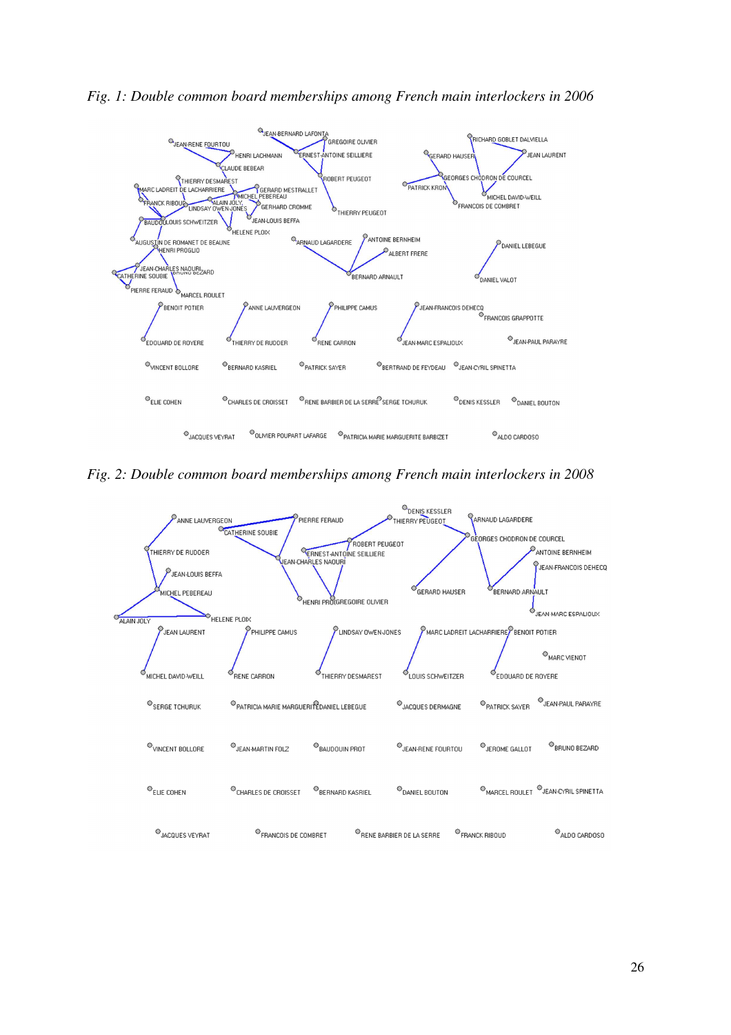*Fig. 1: Double common board memberships among French main interlockers in 2006*

*Fig. 2: Double common board memberships among French main interlockers in 2008*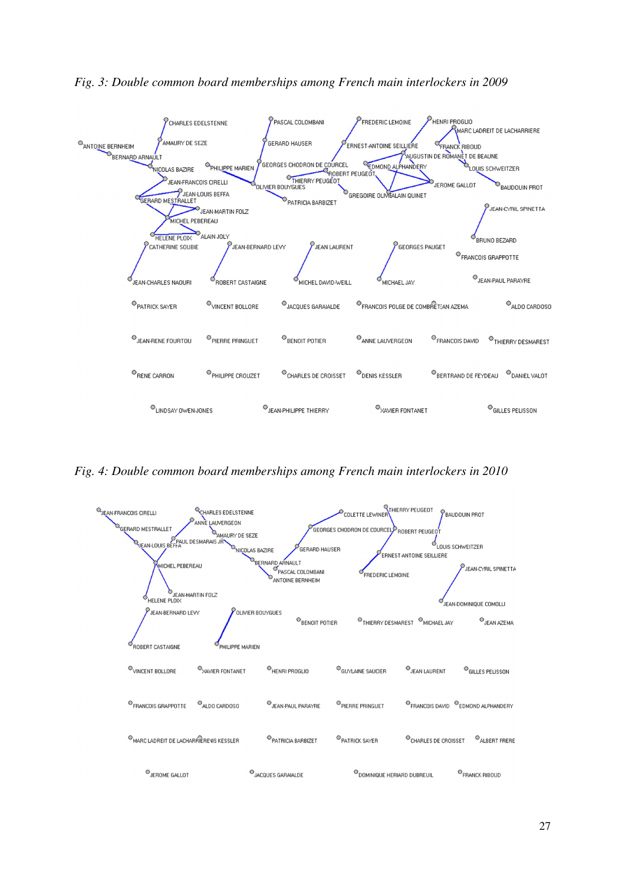*Fig. 3: Double common board memberships among French main interlockers in 2009*

*Fig. 4: Double common board memberships among French main interlockers in 2010*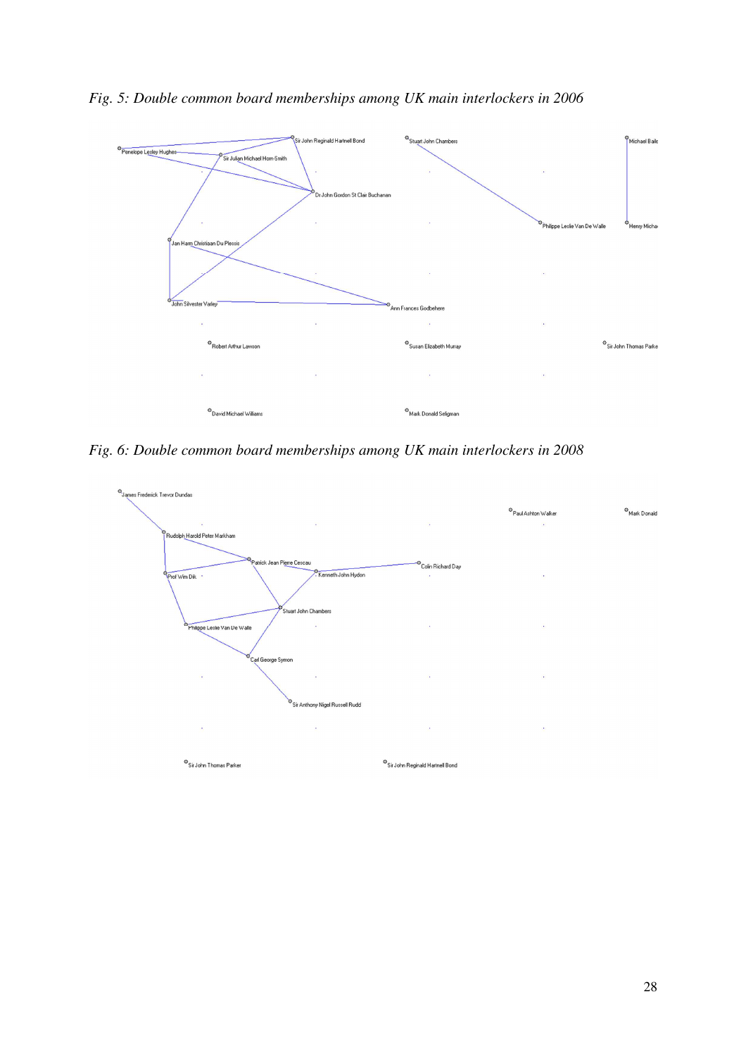*Fig. 5: Double common board memberships among UK main interlockers in 2006*

*Fig. 6: Double common board memberships among UK main interlockers in 2008*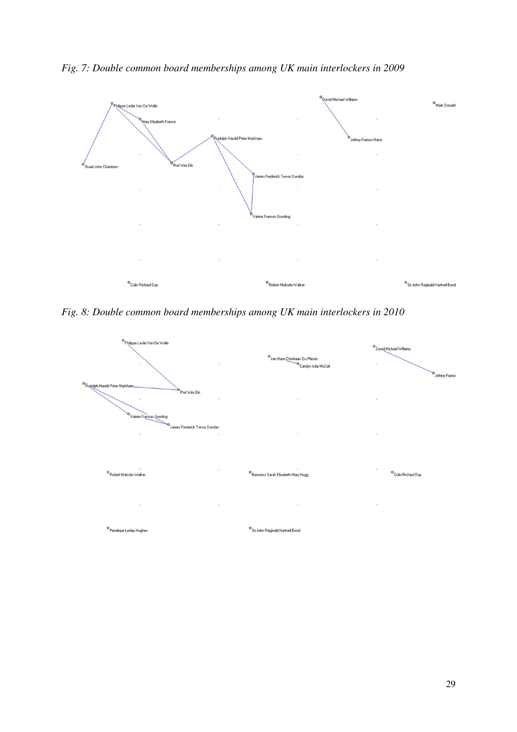*Fig. 7: Double common board memberships among UK main interlockers in 2009*

Philippe Leslie Van De Walle
Mary Elizabeth Francis
Stuart John Chambers
Prof Wim Dik
Rudolph Harold Peter Markham
James Frederick Trevor Dundas
Valerie Frances Gooding
David Michael Williams
Jeffery Francis Harris
Mark Donald
Colin Richard Day
Robert Malcolm Walker
Sir John Reginald Hartnell Bond

*Fig. 8: Double common board memberships among UK main interlockers in 2010*

Philippe Leslie Van De Walle
Rudolph Harold Peter Markham
Prof Wim Dik
Valerie Frances Gooding
James Frederick Trevor Dundas
Jan Harm Christiaan Du Plessis
Carolyn Julia McCall
David Michael Williams
Jeffery Francis
Robert Malcolm Walker
Baroness Sarah Elizabeth Mary Hogg
Colin Richard Day
Penelope Lesley Hughes
Sir John Reginald Hartnell Bond